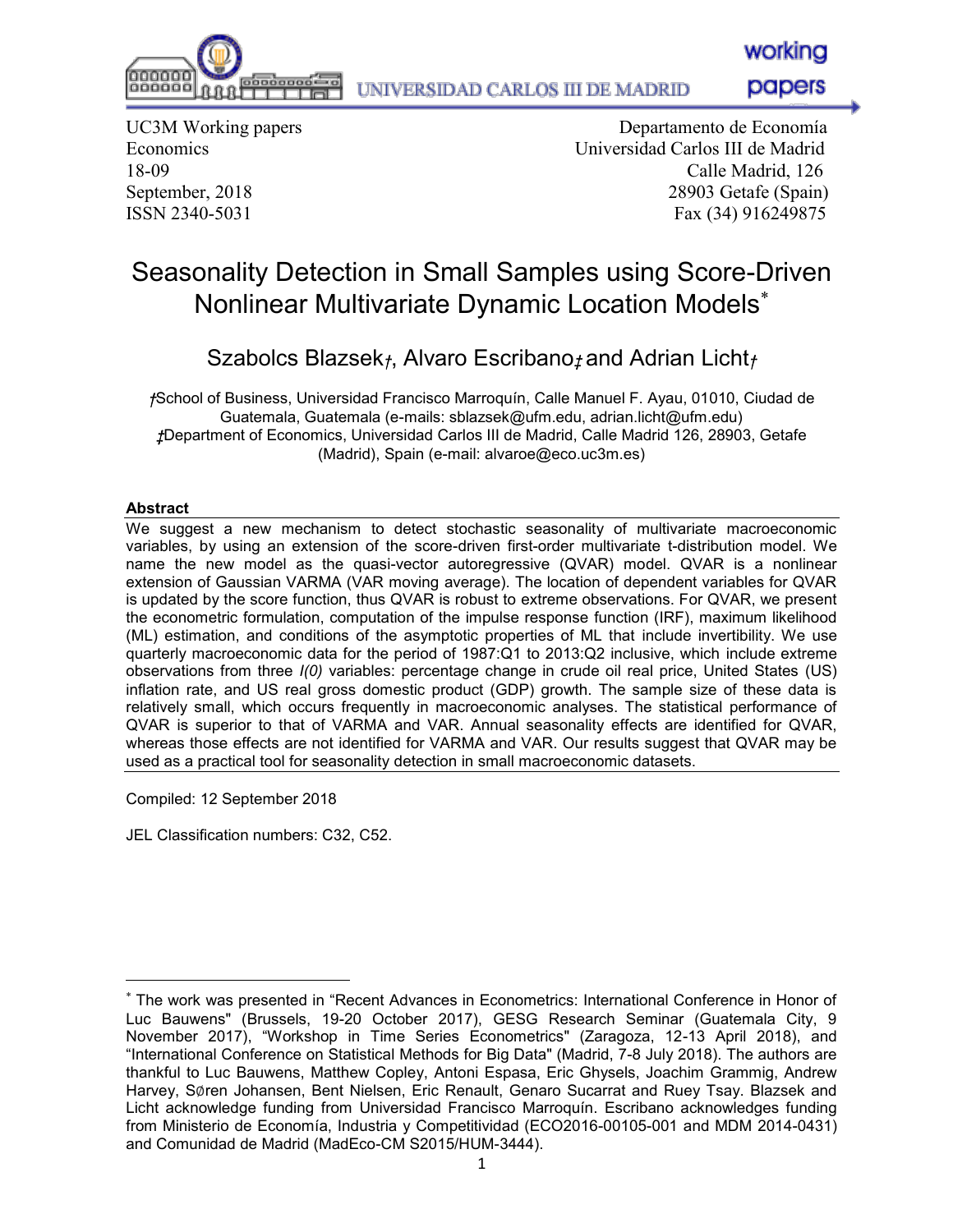UC3M Working papers
Economics
18-09
September, 2018
ISSN 2340-5031

Departamento de Economía
Universidad Carlos III de Madrid
Calle Madrid, 126
28903 Getafe (Spain)
Fax (34) 916249875

# Seasonality Detection in Small Samples using Score-Driven Nonlinear Multivariate Dynamic Location Models*

Szabolcs Blazsek†, Alvaro Escribano‡ and Adrian Licht†

†School of Business, Universidad Francisco Marroquín, Calle Manuel F. Ayau, 01010, Ciudad de Guatemala, Guatemala (e-mails: sblazsek@ufm.edu, adrian.licht@ufm.edu)
‡Department of Economics, Universidad Carlos III de Madrid, Calle Madrid 126, 28903, Getafe (Madrid), Spain (e-mail: alvaroe@eco.uc3m.es)

**Abstract**

We suggest a new mechanism to detect stochastic seasonality of multivariate macroeconomic variables, by using an extension of the score-driven first-order multivariate t-distribution model. We name the new model as the quasi-vector autoregressive (QVAR) model. QVAR is a nonlinear extension of Gaussian VARMA (VAR moving average). The location of dependent variables for QVAR is updated by the score function, thus QVAR is robust to extreme observations. For QVAR, we present the econometric formulation, computation of the impulse response function (IRF), maximum likelihood (ML) estimation, and conditions of the asymptotic properties of ML that include invertibility. We use quarterly macroeconomic data for the period of 1987:Q1 to 2013:Q2 inclusive, which include extreme observations from three *I(0)* variables: percentage change in crude oil real price, United States (US) inflation rate, and US real gross domestic product (GDP) growth. The sample size of these data is relatively small, which occurs frequently in macroeconomic analyses. The statistical performance of QVAR is superior to that of VARMA and VAR. Annual seasonality effects are identified for QVAR, whereas those effects are not identified for VARMA and VAR. Our results suggest that QVAR may be used as a practical tool for seasonality detection in small macroeconomic datasets.

Compiled: 12 September 2018

JEL Classification numbers: C32, C52.

---

* The work was presented in "Recent Advances in Econometrics: International Conference in Honor of Luc Bauwens" (Brussels, 19-20 October 2017), GESG Research Seminar (Guatemala City, 9 November 2017), "Workshop in Time Series Econometrics" (Zaragoza, 12-13 April 2018), and "International Conference on Statistical Methods for Big Data" (Madrid, 7-8 July 2018). The authors are thankful to Luc Bauwens, Matthew Copley, Antoni Espasa, Eric Ghysels, Joachim Grammig, Andrew Harvey, SØren Johansen, Bent Nielsen, Eric Renault, Genaro Sucarrat and Ruey Tsay. Blazsek and Licht acknowledge funding from Universidad Francisco Marroquín. Escribano acknowledges funding from Ministerio de Economía, Industria y Competitividad (ECO2016-00105-001 and MDM 2014-0431) and Comunidad de Madrid (MadEco-CM S2015/HUM-3444).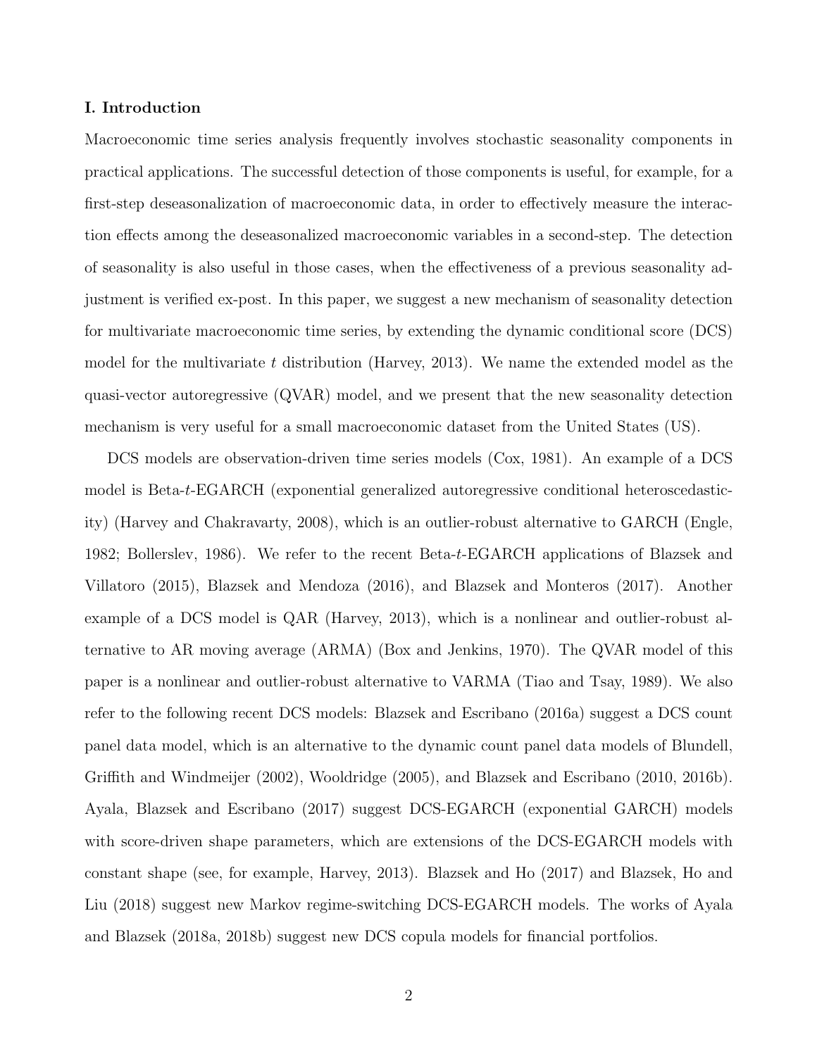## I. Introduction

Macroeconomic time series analysis frequently involves stochastic seasonality components in practical applications. The successful detection of those components is useful, for example, for a first-step deseasonalization of macroeconomic data, in order to effectively measure the interaction effects among the deseasonalized macroeconomic variables in a second-step. The detection of seasonality is also useful in those cases, when the effectiveness of a previous seasonality adjustment is verified ex-post. In this paper, we suggest a new mechanism of seasonality detection for multivariate macroeconomic time series, by extending the dynamic conditional score (DCS) model for the multivariate $t$ distribution (Harvey, 2013). We name the extended model as the quasi-vector autoregressive (QVAR) model, and we present that the new seasonality detection mechanism is very useful for a small macroeconomic dataset from the United States (US).

DCS models are observation-driven time series models (Cox, 1981). An example of a DCS model is Beta-$t$-EGARCH (exponential generalized autoregressive conditional heteroscedasticity) (Harvey and Chakravarty, 2008), which is an outlier-robust alternative to GARCH (Engle, 1982; Bollerslev, 1986). We refer to the recent Beta-$t$-EGARCH applications of Blazsek and Villatoro (2015), Blazsek and Mendoza (2016), and Blazsek and Monteros (2017). Another example of a DCS model is QAR (Harvey, 2013), which is a nonlinear and outlier-robust alternative to AR moving average (ARMA) (Box and Jenkins, 1970). The QVAR model of this paper is a nonlinear and outlier-robust alternative to VARMA (Tiao and Tsay, 1989). We also refer to the following recent DCS models: Blazsek and Escribano (2016a) suggest a DCS count panel data model, which is an alternative to the dynamic count panel data models of Blundell, Griffith and Windmeijer (2002), Wooldridge (2005), and Blazsek and Escribano (2010, 2016b). Ayala, Blazsek and Escribano (2017) suggest DCS-EGARCH (exponential GARCH) models with score-driven shape parameters, which are extensions of the DCS-EGARCH models with constant shape (see, for example, Harvey, 2013). Blazsek and Ho (2017) and Blazsek, Ho and Liu (2018) suggest new Markov regime-switching DCS-EGARCH models. The works of Ayala and Blazsek (2018a, 2018b) suggest new DCS copula models for financial portfolios.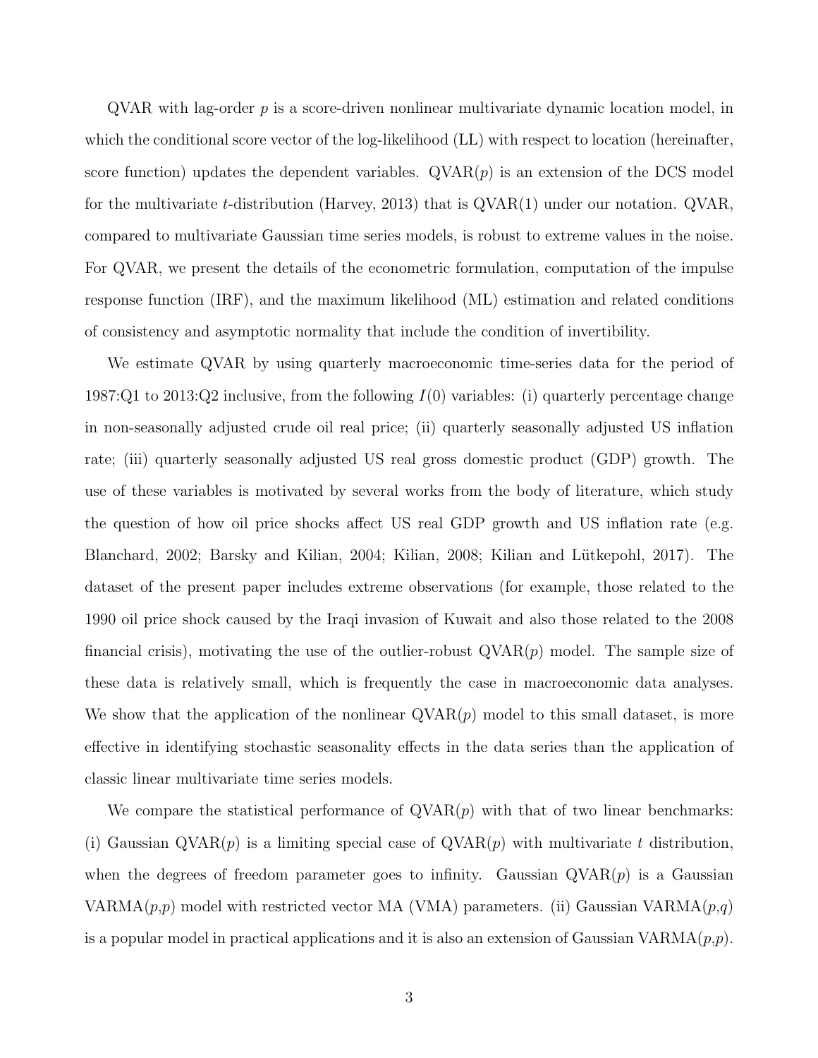QVAR with lag-order $p$ is a score-driven nonlinear multivariate dynamic location model, in which the conditional score vector of the log-likelihood (LL) with respect to location (hereinafter, score function) updates the dependent variables. QVAR($p$) is an extension of the DCS model for the multivariate $t$-distribution (Harvey, 2013) that is QVAR(1) under our notation. QVAR, compared to multivariate Gaussian time series models, is robust to extreme values in the noise. For QVAR, we present the details of the econometric formulation, computation of the impulse response function (IRF), and the maximum likelihood (ML) estimation and related conditions of consistency and asymptotic normality that include the condition of invertibility.

We estimate QVAR by using quarterly macroeconomic time-series data for the period of 1987:Q1 to 2013:Q2 inclusive, from the following $I(0)$ variables: (i) quarterly percentage change in non-seasonally adjusted crude oil real price; (ii) quarterly seasonally adjusted US inflation rate; (iii) quarterly seasonally adjusted US real gross domestic product (GDP) growth. The use of these variables is motivated by several works from the body of literature, which study the question of how oil price shocks affect US real GDP growth and US inflation rate (e.g. Blanchard, 2002; Barsky and Kilian, 2004; Kilian, 2008; Kilian and Lütkepohl, 2017). The dataset of the present paper includes extreme observations (for example, those related to the 1990 oil price shock caused by the Iraqi invasion of Kuwait and also those related to the 2008 financial crisis), motivating the use of the outlier-robust QVAR($p$) model. The sample size of these data is relatively small, which is frequently the case in macroeconomic data analyses. We show that the application of the nonlinear QVAR($p$) model to this small dataset, is more effective in identifying stochastic seasonality effects in the data series than the application of classic linear multivariate time series models.

We compare the statistical performance of QVAR($p$) with that of two linear benchmarks: (i) Gaussian QVAR($p$) is a limiting special case of QVAR($p$) with multivariate $t$ distribution, when the degrees of freedom parameter goes to infinity. Gaussian QVAR($p$) is a Gaussian VARMA($p$,$p$) model with restricted vector MA (VMA) parameters. (ii) Gaussian VARMA($p$,$q$) is a popular model in practical applications and it is also an extension of Gaussian VARMA($p$,$p$).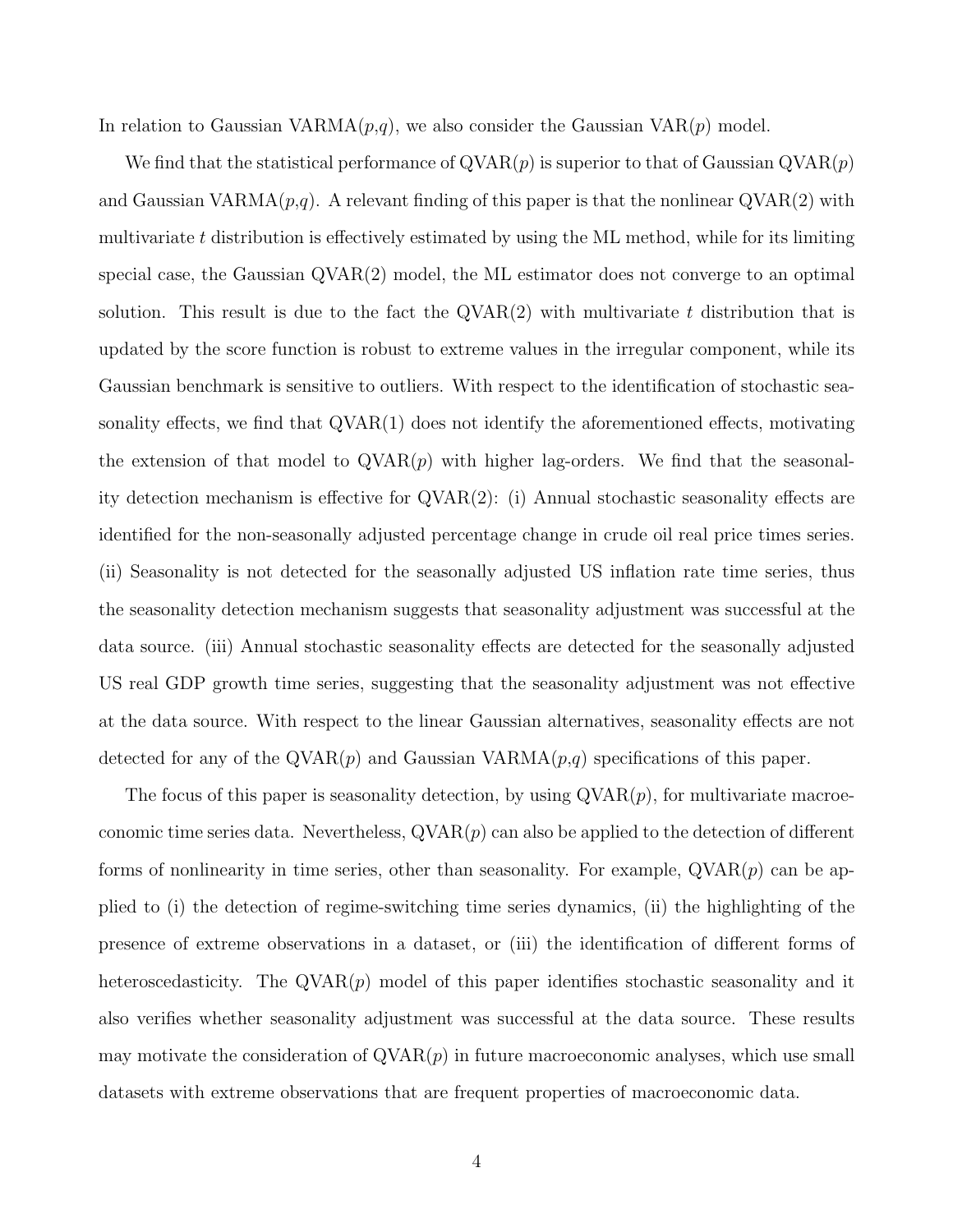In relation to Gaussian VARMA($p$,$q$), we also consider the Gaussian VAR($p$) model.

We find that the statistical performance of QVAR($p$) is superior to that of Gaussian QVAR($p$) and Gaussian VARMA($p$,$q$). A relevant finding of this paper is that the nonlinear QVAR(2) with multivariate $t$ distribution is effectively estimated by using the ML method, while for its limiting special case, the Gaussian QVAR(2) model, the ML estimator does not converge to an optimal solution. This result is due to the fact the QVAR(2) with multivariate $t$ distribution that is updated by the score function is robust to extreme values in the irregular component, while its Gaussian benchmark is sensitive to outliers. With respect to the identification of stochastic seasonality effects, we find that QVAR(1) does not identify the aforementioned effects, motivating the extension of that model to QVAR($p$) with higher lag-orders. We find that the seasonality detection mechanism is effective for QVAR(2): (i) Annual stochastic seasonality effects are identified for the non-seasonally adjusted percentage change in crude oil real price times series. (ii) Seasonality is not detected for the seasonally adjusted US inflation rate time series, thus the seasonality detection mechanism suggests that seasonality adjustment was successful at the data source. (iii) Annual stochastic seasonality effects are detected for the seasonally adjusted US real GDP growth time series, suggesting that the seasonality adjustment was not effective at the data source. With respect to the linear Gaussian alternatives, seasonality effects are not detected for any of the QVAR($p$) and Gaussian VARMA($p$,$q$) specifications of this paper.

The focus of this paper is seasonality detection, by using QVAR($p$), for multivariate macroeconomic time series data. Nevertheless, QVAR($p$) can also be applied to the detection of different forms of nonlinearity in time series, other than seasonality. For example, QVAR($p$) can be applied to (i) the detection of regime-switching time series dynamics, (ii) the highlighting of the presence of extreme observations in a dataset, or (iii) the identification of different forms of heteroscedasticity. The QVAR($p$) model of this paper identifies stochastic seasonality and it also verifies whether seasonality adjustment was successful at the data source. These results may motivate the consideration of QVAR($p$) in future macroeconomic analyses, which use small datasets with extreme observations that are frequent properties of macroeconomic data.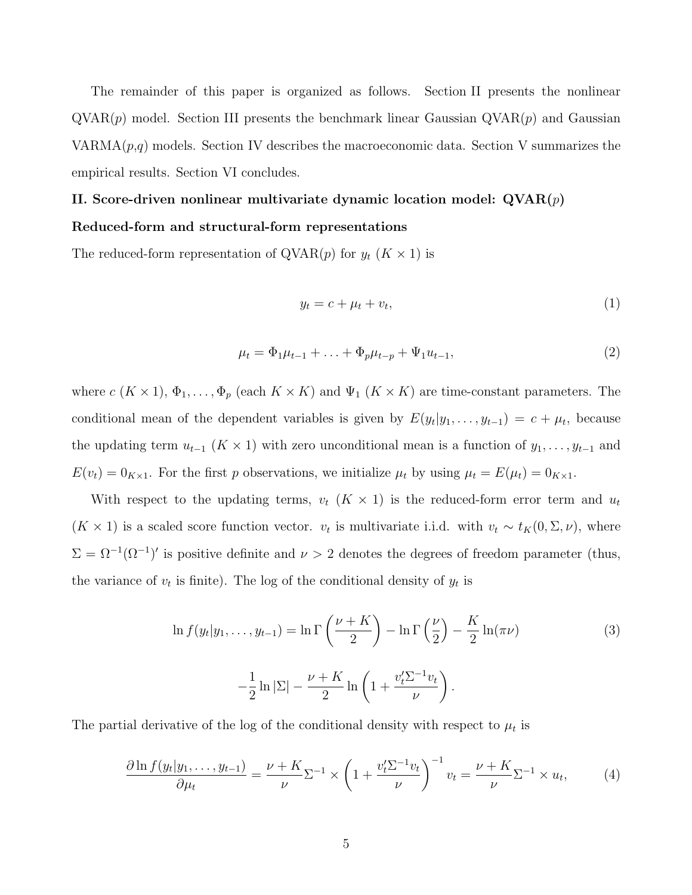The remainder of this paper is organized as follows. Section II presents the nonlinear QVAR($p$) model. Section III presents the benchmark linear Gaussian QVAR($p$) and Gaussian VARMA($p$,$q$) models. Section IV describes the macroeconomic data. Section V summarizes the empirical results. Section VI concludes.

## II. Score-driven nonlinear multivariate dynamic location model: QVAR($p$)

### Reduced-form and structural-form representations

The reduced-form representation of QVAR($p$) for $y_t$ ($K \times 1$) is

$$y_t = c + \mu_t + v_t, \tag{1}$$

$$\mu_t = \Phi_1 \mu_{t-1} + \ldots + \Phi_p \mu_{t-p} + \Psi_1 u_{t-1}, \tag{2}$$

where $c$ ($K \times 1$), $\Phi_1, \ldots, \Phi_p$ (each $K \times K$) and $\Psi_1$ ($K \times K$) are time-constant parameters. The conditional mean of the dependent variables is given by $E(y_t | y_1, \ldots, y_{t-1}) = c + \mu_t$, because the updating term $u_{t-1}$ ($K \times 1$) with zero unconditional mean is a function of $y_1, \ldots, y_{t-1}$ and $E(v_t) = 0_{K \times 1}$. For the first $p$ observations, we initialize $\mu_t$ by using $\mu_t = E(\mu_t) = 0_{K \times 1}$.

With respect to the updating terms, $v_t$ ($K \times 1$) is the reduced-form error term and $u_t$ ($K \times 1$) is a scaled score function vector. $v_t$ is multivariate i.i.d. with $v_t \sim t_K(0, \Sigma, \nu)$, where $\Sigma = \Omega^{-1}(\Omega^{-1})'$ is positive definite and $\nu > 2$ denotes the degrees of freedom parameter (thus, the variance of $v_t$ is finite). The log of the conditional density of $y_t$ is

$$\ln f(y_t | y_1, \ldots, y_{t-1}) = \ln \Gamma\left(\frac{\nu + K}{2}\right) - \ln \Gamma\left(\frac{\nu}{2}\right) - \frac{K}{2} \ln(\pi \nu) \tag{3}$$

$$- \frac{1}{2} \ln |\Sigma| - \frac{\nu + K}{2} \ln\left(1 + \frac{v_t' \Sigma^{-1} v_t}{\nu}\right).$$

The partial derivative of the log of the conditional density with respect to $\mu_t$ is

$$\frac{\partial \ln f(y_t | y_1, \ldots, y_{t-1})}{\partial \mu_t} = \frac{\nu + K}{\nu} \Sigma^{-1} \times \left(1 + \frac{v_t' \Sigma^{-1} v_t}{\nu}\right)^{-1} v_t = \frac{\nu + K}{\nu} \Sigma^{-1} \times u_t, \tag{4}$$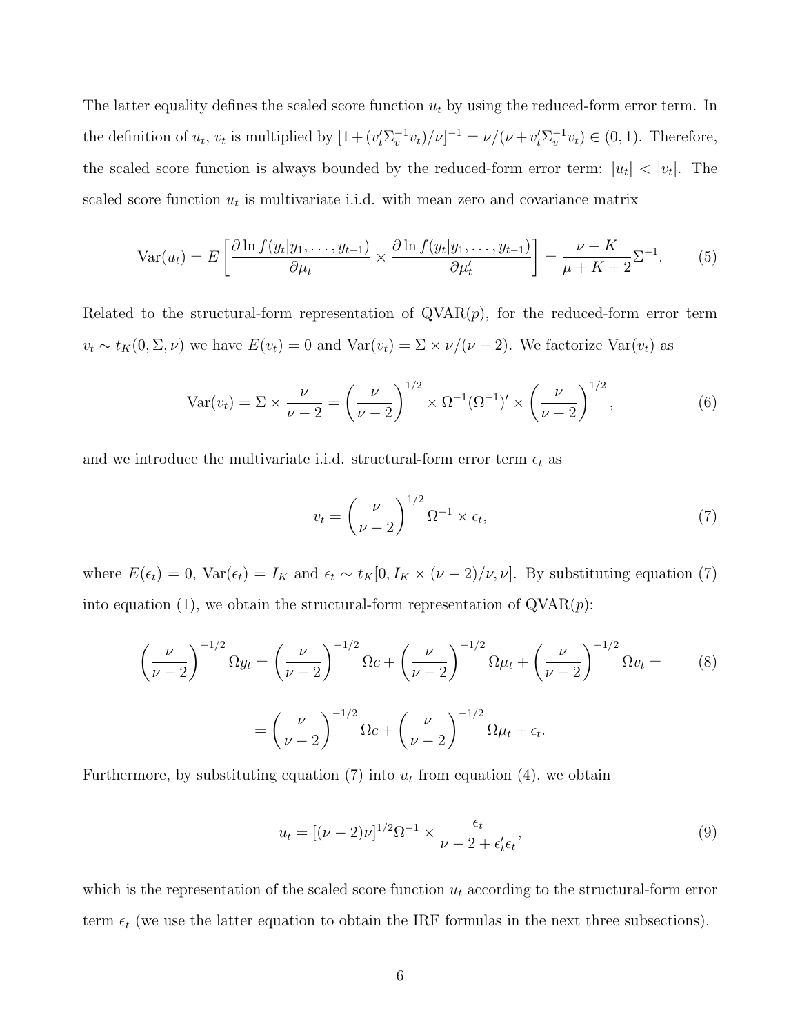The latter equality defines the scaled score function $u_t$ by using the reduced-form error term. In the definition of $u_t$, $v_t$ is multiplied by $[1+(v_t'\Sigma_v^{-1}v_t)/\nu]^{-1} = \nu/(\nu + v_t'\Sigma_v^{-1}v_t) \in (0,1)$. Therefore, the scaled score function is always bounded by the reduced-form error term: $|u_t| < |v_t|$. The scaled score function $u_t$ is multivariate i.i.d. with mean zero and covariance matrix

$$
\text{Var}(u_t) = E\left[\frac{\partial \ln f(y_t|y_1,\ldots,y_{t-1})}{\partial \mu_t} \times \frac{\partial \ln f(y_t|y_1,\ldots,y_{t-1})}{\partial \mu_t'}\right] = \frac{\nu+K}{\mu+K+2}\Sigma^{-1}. \tag{5}
$$

Related to the structural-form representation of QVAR($p$), for the reduced-form error term $v_t \sim t_K(0,\Sigma,\nu)$ we have $E(v_t) = 0$ and $\text{Var}(v_t) = \Sigma \times \nu/(\nu-2)$. We factorize $\text{Var}(v_t)$ as

$$
\text{Var}(v_t) = \Sigma \times \frac{\nu}{\nu-2} = \left(\frac{\nu}{\nu-2}\right)^{1/2} \times \Omega^{-1}(\Omega^{-1})' \times \left(\frac{\nu}{\nu-2}\right)^{1/2}, \tag{6}
$$

and we introduce the multivariate i.i.d. structural-form error term $\epsilon_t$ as

$$
v_t = \left(\frac{\nu}{\nu-2}\right)^{1/2} \Omega^{-1} \times \epsilon_t, \tag{7}
$$

where $E(\epsilon_t) = 0$, $\text{Var}(\epsilon_t) = I_K$ and $\epsilon_t \sim t_K[0, I_K \times (\nu-2)/\nu, \nu]$. By substituting equation (7) into equation (1), we obtain the structural-form representation of QVAR($p$):

$$
\left(\frac{\nu}{\nu-2}\right)^{-1/2} \Omega y_t = \left(\frac{\nu}{\nu-2}\right)^{-1/2} \Omega c + \left(\frac{\nu}{\nu-2}\right)^{-1/2} \Omega \mu_t + \left(\frac{\nu}{\nu-2}\right)^{-1/2} \Omega v_t = \tag{8}
$$

$$
= \left(\frac{\nu}{\nu-2}\right)^{-1/2} \Omega c + \left(\frac{\nu}{\nu-2}\right)^{-1/2} \Omega \mu_t + \epsilon_t.
$$

Furthermore, by substituting equation (7) into $u_t$ from equation (4), we obtain

$$
u_t = [(\nu-2)\nu]^{1/2} \Omega^{-1} \times \frac{\epsilon_t}{\nu - 2 + \epsilon_t'\epsilon_t}, \tag{9}
$$

which is the representation of the scaled score function $u_t$ according to the structural-form error term $\epsilon_t$ (we use the latter equation to obtain the IRF formulas in the next three subsections).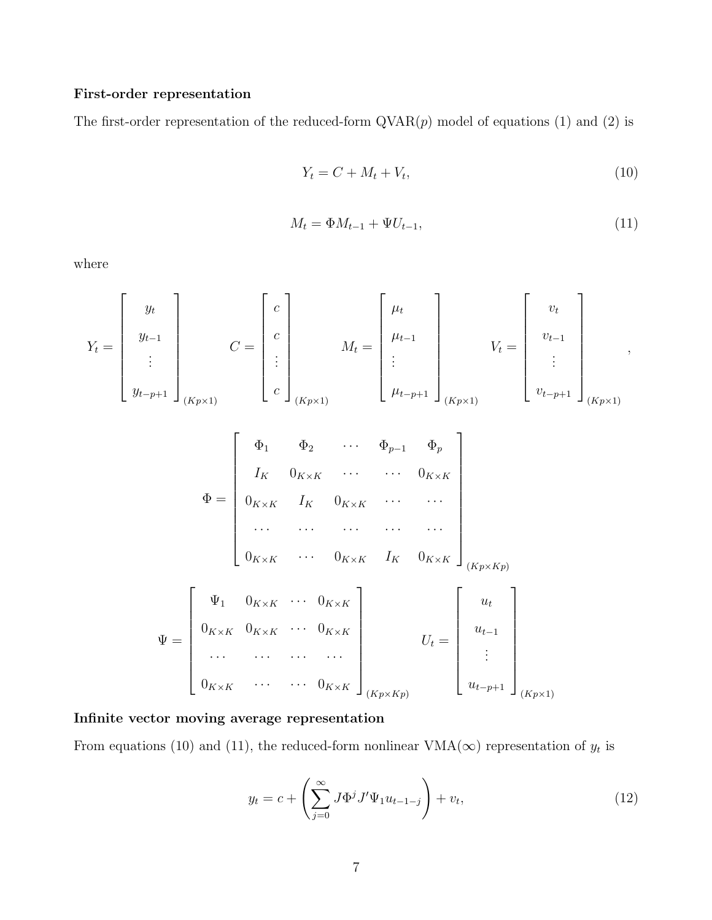**First-order representation**

The first-order representation of the reduced-form QVAR($p$) model of equations (1) and (2) is

$$Y_t = C + M_t + V_t, \tag{10}$$

$$M_t = \Phi M_{t-1} + \Psi U_{t-1}, \tag{11}$$

where

$$Y_t = \begin{bmatrix} y_t \\ y_{t-1} \\ \vdots \\ y_{t-p+1} \end{bmatrix}_{(Kp\times 1)} \qquad C = \begin{bmatrix} c \\ c \\ \vdots \\ c \end{bmatrix}_{(Kp\times 1)} \qquad M_t = \begin{bmatrix} \mu_t \\ \mu_{t-1} \\ \vdots \\ \mu_{t-p+1} \end{bmatrix}_{(Kp\times 1)} \qquad V_t = \begin{bmatrix} v_t \\ v_{t-1} \\ \vdots \\ v_{t-p+1} \end{bmatrix}_{(Kp\times 1)},$$

$$\Phi = \begin{bmatrix} \Phi_1 & \Phi_2 & \cdots & \Phi_{p-1} & \Phi_p \\ I_K & 0_{K\times K} & \cdots & \cdots & 0_{K\times K} \\ 0_{K\times K} & I_K & 0_{K\times K} & \cdots & \cdots \\ \cdots & \cdots & \cdots & \cdots & \cdots \\ 0_{K\times K} & \cdots & 0_{K\times K} & I_K & 0_{K\times K} \end{bmatrix}_{(Kp\times Kp)}$$

$$\Psi = \begin{bmatrix} \Psi_1 & 0_{K\times K} & \cdots & 0_{K\times K} \\ 0_{K\times K} & 0_{K\times K} & \cdots & 0_{K\times K} \\ \cdots & \cdots & \cdots & \cdots \\ 0_{K\times K} & \cdots & \cdots & 0_{K\times K} \end{bmatrix}_{(Kp\times Kp)} \qquad U_t = \begin{bmatrix} u_t \\ u_{t-1} \\ \vdots \\ u_{t-p+1} \end{bmatrix}_{(Kp\times 1)}$$

**Infinite vector moving average representation**

From equations (10) and (11), the reduced-form nonlinear VMA($\infty$) representation of $y_t$ is

$$y_t = c + \left( \sum_{j=0}^{\infty} J\Phi^j J' \Psi_1 u_{t-1-j} \right) + v_t, \tag{12}$$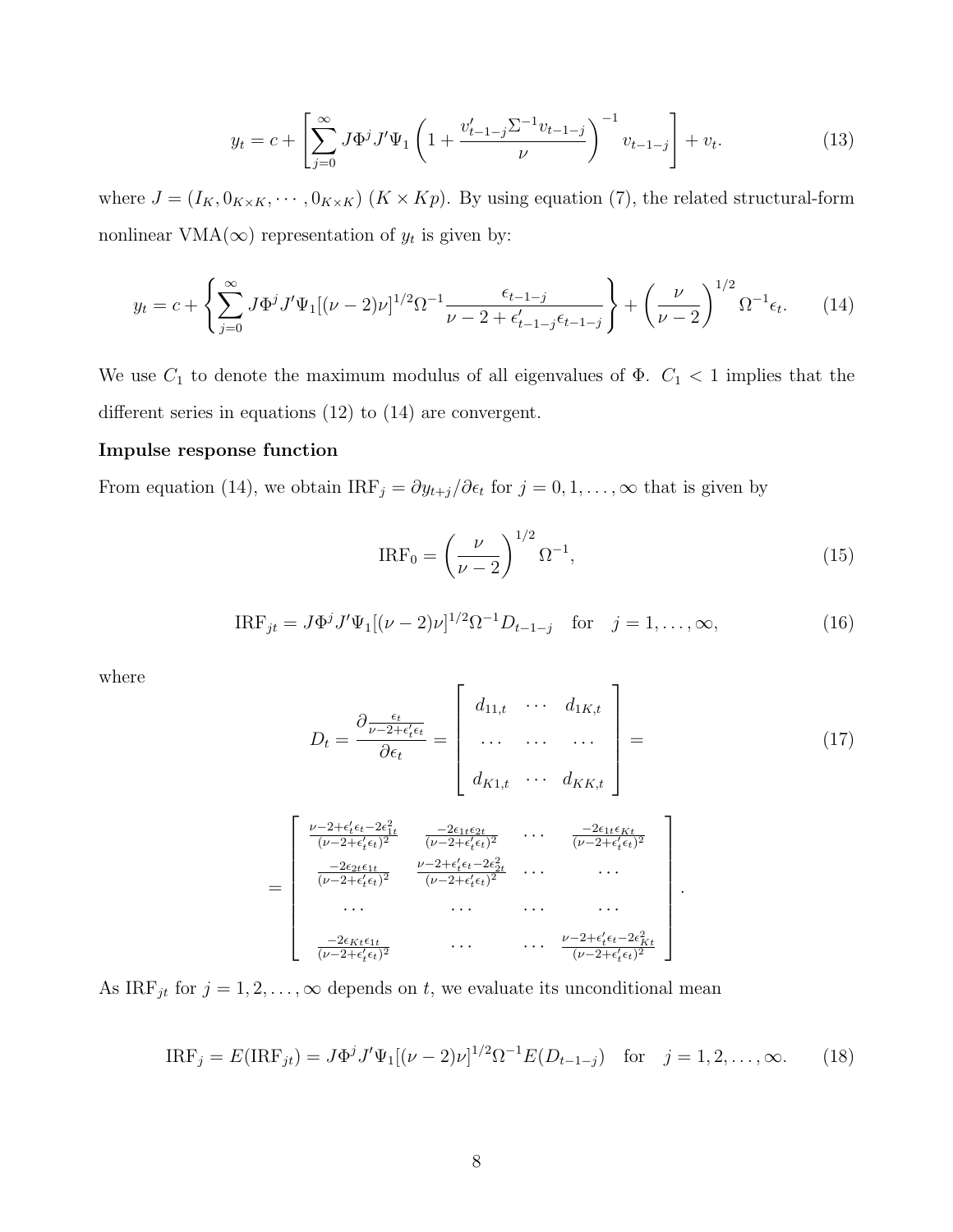$$y_t = c + \left[ \sum_{j=0}^{\infty} J\Phi^j J' \Psi_1 \left( 1 + \frac{v'_{t-1-j}\Sigma^{-1} v_{t-1-j}}{\nu} \right)^{-1} v_{t-1-j} \right] + v_t. \tag{13}$$

where $J = (I_K, 0_{K\times K}, \cdots, 0_{K\times K})$ $(K \times Kp)$. By using equation (7), the related structural-form nonlinear VMA($\infty$) representation of $y_t$ is given by:

$$y_t = c + \left\{ \sum_{j=0}^{\infty} J\Phi^j J' \Psi_1 [(\nu-2)\nu]^{1/2} \Omega^{-1} \frac{\epsilon_{t-1-j}}{\nu - 2 + \epsilon'_{t-1-j}\epsilon_{t-1-j}} \right\} + \left( \frac{\nu}{\nu-2} \right)^{1/2} \Omega^{-1} \epsilon_t. \tag{14}$$

We use $C_1$ to denote the maximum modulus of all eigenvalues of $\Phi$. $C_1 < 1$ implies that the different series in equations (12) to (14) are convergent.

**Impulse response function**

From equation (14), we obtain $\text{IRF}_j = \partial y_{t+j}/\partial \epsilon_t$ for $j = 0, 1, \ldots, \infty$ that is given by

$$\text{IRF}_0 = \left( \frac{\nu}{\nu-2} \right)^{1/2} \Omega^{-1}, \tag{15}$$

$$\text{IRF}_{jt} = J\Phi^j J' \Psi_1 [(\nu-2)\nu]^{1/2} \Omega^{-1} D_{t-1-j} \quad \text{for} \quad j = 1, \ldots, \infty, \tag{16}$$

where

$$D_t = \frac{\partial \frac{\epsilon_t}{\nu-2+\epsilon'_t\epsilon_t}}{\partial \epsilon_t} = \begin{bmatrix} d_{11,t} & \cdots & d_{1K,t} \\ \cdots & \cdots & \cdots \\ d_{K1,t} & \cdots & d_{KK,t} \end{bmatrix} = \tag{17}$$

$$= \begin{bmatrix} \frac{\nu-2+\epsilon'_t\epsilon_t - 2\epsilon_{1t}^2}{(\nu-2+\epsilon'_t\epsilon_t)^2} & \frac{-2\epsilon_{1t}\epsilon_{2t}}{(\nu-2+\epsilon'_t\epsilon_t)^2} & \cdots & \frac{-2\epsilon_{1t}\epsilon_{Kt}}{(\nu-2+\epsilon'_t\epsilon_t)^2} \\ \frac{-2\epsilon_{2t}\epsilon_{1t}}{(\nu-2+\epsilon'_t\epsilon_t)^2} & \frac{\nu-2+\epsilon'_t\epsilon_t - 2\epsilon_{2t}^2}{(\nu-2+\epsilon'_t\epsilon_t)^2} & \cdots & \cdots \\ \cdots & \cdots & \cdots & \cdots \\ \frac{-2\epsilon_{Kt}\epsilon_{1t}}{(\nu-2+\epsilon'_t\epsilon_t)^2} & \cdots & \cdots & \frac{\nu-2+\epsilon'_t\epsilon_t - 2\epsilon_{Kt}^2}{(\nu-2+\epsilon'_t\epsilon_t)^2} \end{bmatrix}.$$

As $\text{IRF}_{jt}$ for $j = 1, 2, \ldots, \infty$ depends on $t$, we evaluate its unconditional mean

$$\text{IRF}_j = E(\text{IRF}_{jt}) = J\Phi^j J' \Psi_1 [(\nu-2)\nu]^{1/2} \Omega^{-1} E(D_{t-1-j}) \quad \text{for} \quad j = 1, 2, \ldots, \infty. \tag{18}$$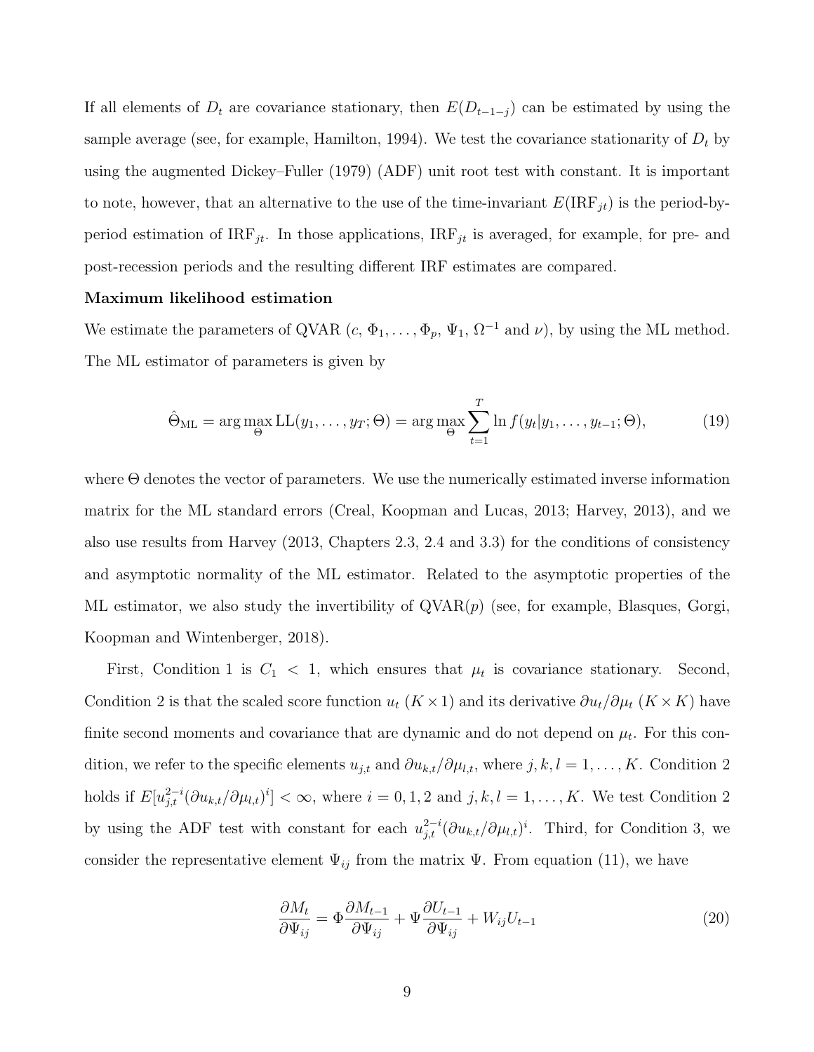If all elements of $D_t$ are covariance stationary, then $E(D_{t-1-j})$ can be estimated by using the sample average (see, for example, Hamilton, 1994). We test the covariance stationarity of $D_t$ by using the augmented Dickey–Fuller (1979) (ADF) unit root test with constant. It is important to note, however, that an alternative to the use of the time-invariant $E(\text{IRF}_{jt})$ is the period-by-period estimation of $\text{IRF}_{jt}$. In those applications, $\text{IRF}_{jt}$ is averaged, for example, for pre- and post-recession periods and the resulting different IRF estimates are compared.

**Maximum likelihood estimation**

We estimate the parameters of QVAR ($c$, $\Phi_1, \ldots, \Phi_p$, $\Psi_1$, $\Omega^{-1}$ and $\nu$), by using the ML method. The ML estimator of parameters is given by

$$\hat{\Theta}_{\text{ML}} = \arg\max_{\Theta} \text{LL}(y_1, \ldots, y_T; \Theta) = \arg\max_{\Theta} \sum_{t=1}^{T} \ln f(y_t | y_1, \ldots, y_{t-1}; \Theta), \tag{19}$$

where $\Theta$ denotes the vector of parameters. We use the numerically estimated inverse information matrix for the ML standard errors (Creal, Koopman and Lucas, 2013; Harvey, 2013), and we also use results from Harvey (2013, Chapters 2.3, 2.4 and 3.3) for the conditions of consistency and asymptotic normality of the ML estimator. Related to the asymptotic properties of the ML estimator, we also study the invertibility of QVAR($p$) (see, for example, Blasques, Gorgi, Koopman and Wintenberger, 2018).

First, Condition 1 is $C_1 < 1$, which ensures that $\mu_t$ is covariance stationary. Second, Condition 2 is that the scaled score function $u_t$ ($K \times 1$) and its derivative $\partial u_t / \partial \mu_t$ ($K \times K$) have finite second moments and covariance that are dynamic and do not depend on $\mu_t$. For this condition, we refer to the specific elements $u_{j,t}$ and $\partial u_{k,t} / \partial \mu_{l,t}$, where $j, k, l = 1, \ldots, K$. Condition 2 holds if $E[u_{j,t}^{2-i} (\partial u_{k,t} / \partial \mu_{l,t})^i] < \infty$, where $i = 0, 1, 2$ and $j, k, l = 1, \ldots, K$. We test Condition 2 by using the ADF test with constant for each $u_{j,t}^{2-i} (\partial u_{k,t} / \partial \mu_{l,t})^i$. Third, for Condition 3, we consider the representative element $\Psi_{ij}$ from the matrix $\Psi$. From equation (11), we have

$$\frac{\partial M_t}{\partial \Psi_{ij}} = \Phi \frac{\partial M_{t-1}}{\partial \Psi_{ij}} + \Psi \frac{\partial U_{t-1}}{\partial \Psi_{ij}} + W_{ij} U_{t-1} \tag{20}$$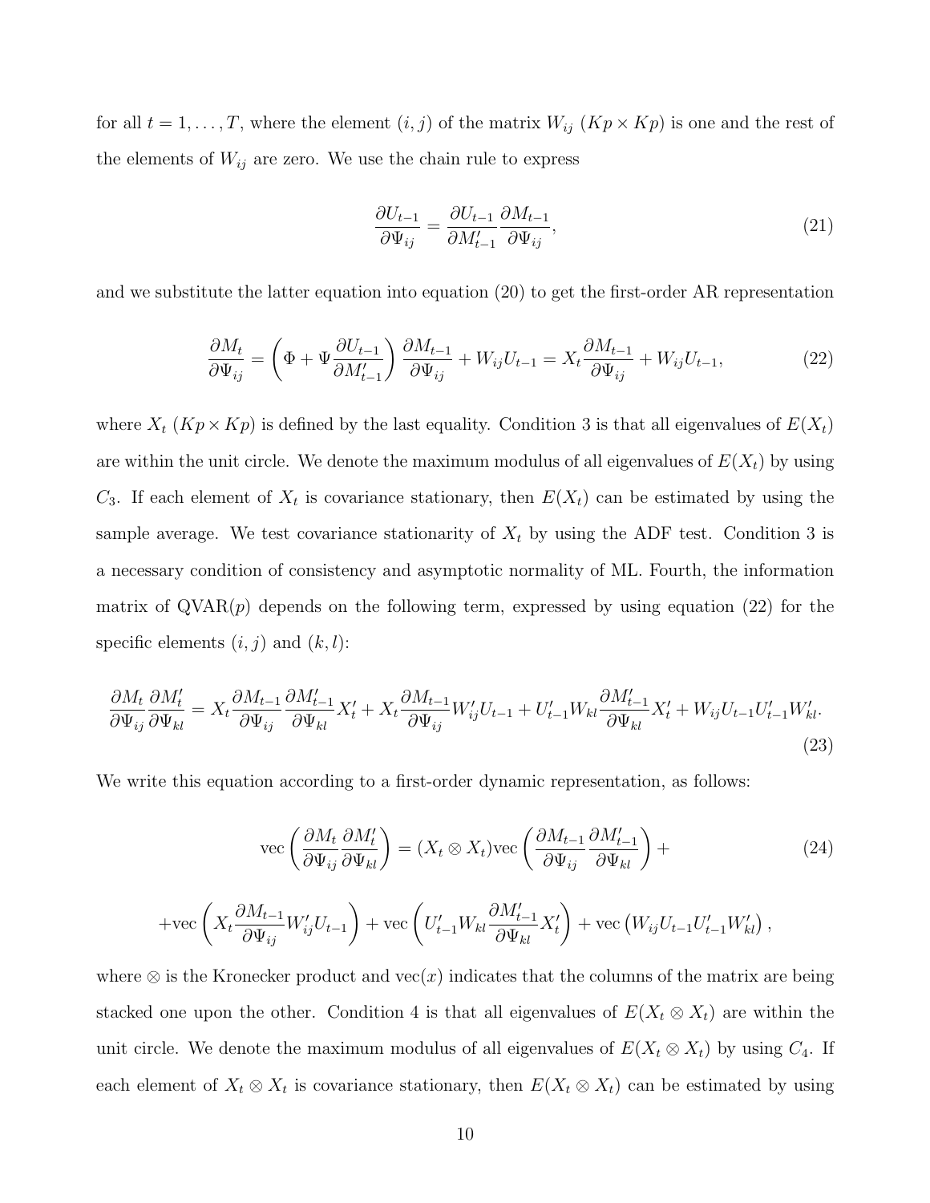for all $t = 1, \ldots, T$, where the element $(i, j)$ of the matrix $W_{ij}$ $(Kp \times Kp)$ is one and the rest of the elements of $W_{ij}$ are zero. We use the chain rule to express

$$\frac{\partial U_{t-1}}{\partial \Psi_{ij}} = \frac{\partial U_{t-1}}{\partial M'_{t-1}} \frac{\partial M_{t-1}}{\partial \Psi_{ij}}, \tag{21}$$

and we substitute the latter equation into equation (20) to get the first-order AR representation

$$\frac{\partial M_t}{\partial \Psi_{ij}} = \left( \Phi + \Psi \frac{\partial U_{t-1}}{\partial M'_{t-1}} \right) \frac{\partial M_{t-1}}{\partial \Psi_{ij}} + W_{ij} U_{t-1} = X_t \frac{\partial M_{t-1}}{\partial \Psi_{ij}} + W_{ij} U_{t-1}, \tag{22}$$

where $X_t$ $(Kp \times Kp)$ is defined by the last equality. Condition 3 is that all eigenvalues of $E(X_t)$ are within the unit circle. We denote the maximum modulus of all eigenvalues of $E(X_t)$ by using $C_3$. If each element of $X_t$ is covariance stationary, then $E(X_t)$ can be estimated by using the sample average. We test covariance stationarity of $X_t$ by using the ADF test. Condition 3 is a necessary condition of consistency and asymptotic normality of ML. Fourth, the information matrix of QVAR($p$) depends on the following term, expressed by using equation (22) for the specific elements $(i, j)$ and $(k, l)$:

$$\frac{\partial M_t}{\partial \Psi_{ij}} \frac{\partial M'_t}{\partial \Psi_{kl}} = X_t \frac{\partial M_{t-1}}{\partial \Psi_{ij}} \frac{\partial M'_{t-1}}{\partial \Psi_{kl}} X'_t + X_t \frac{\partial M_{t-1}}{\partial \Psi_{ij}} W'_{ij} U_{t-1} + U'_{t-1} W_{kl} \frac{\partial M'_{t-1}}{\partial \Psi_{kl}} X'_t + W_{ij} U_{t-1} U'_{t-1} W'_{kl}. \tag{23}$$

We write this equation according to a first-order dynamic representation, as follows:

$$\text{vec}\left( \frac{\partial M_t}{\partial \Psi_{ij}} \frac{\partial M'_t}{\partial \Psi_{kl}} \right) = (X_t \otimes X_t) \text{vec}\left( \frac{\partial M_{t-1}}{\partial \Psi_{ij}} \frac{\partial M'_{t-1}}{\partial \Psi_{kl}} \right) + \tag{24}$$

$$+ \text{vec}\left( X_t \frac{\partial M_{t-1}}{\partial \Psi_{ij}} W'_{ij} U_{t-1} \right) + \text{vec}\left( U'_{t-1} W_{kl} \frac{\partial M'_{t-1}}{\partial \Psi_{kl}} X'_t \right) + \text{vec}\left( W_{ij} U_{t-1} U'_{t-1} W'_{kl} \right),$$

where $\otimes$ is the Kronecker product and vec($x$) indicates that the columns of the matrix are being stacked one upon the other. Condition 4 is that all eigenvalues of $E(X_t \otimes X_t)$ are within the unit circle. We denote the maximum modulus of all eigenvalues of $E(X_t \otimes X_t)$ by using $C_4$. If each element of $X_t \otimes X_t$ is covariance stationary, then $E(X_t \otimes X_t)$ can be estimated by using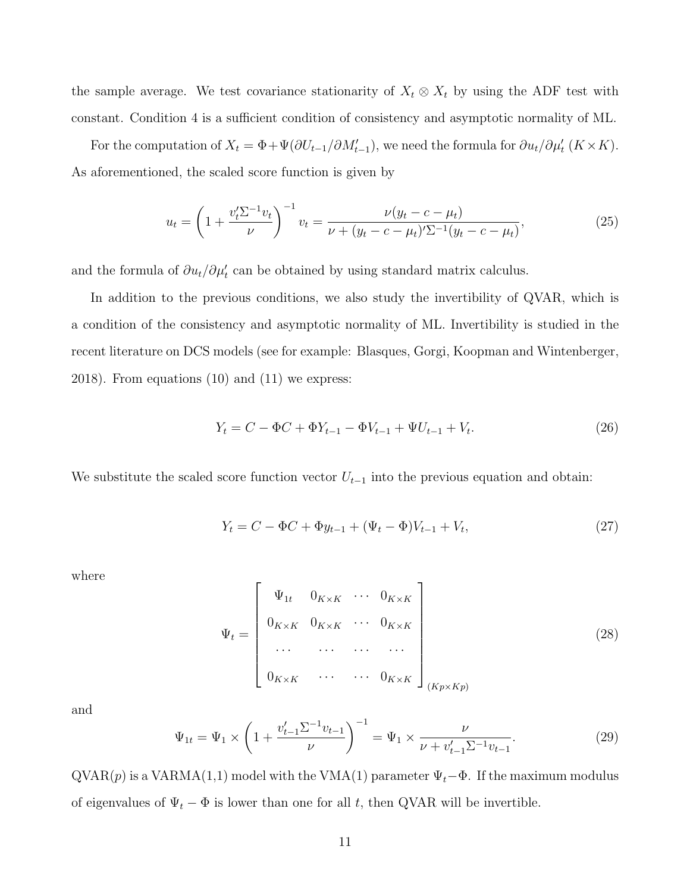the sample average. We test covariance stationarity of $X_t \otimes X_t$ by using the ADF test with constant. Condition 4 is a sufficient condition of consistency and asymptotic normality of ML.

For the computation of $X_t = \Phi + \Psi(\partial U_{t-1}/\partial M'_{t-1})$, we need the formula for $\partial u_t/\partial \mu'_t$ ($K \times K$). As aforementioned, the scaled score function is given by

$$u_t = \left(1 + \frac{v'_t \Sigma^{-1} v_t}{\nu}\right)^{-1} v_t = \frac{\nu(y_t - c - \mu_t)}{\nu + (y_t - c - \mu_t)'\Sigma^{-1}(y_t - c - \mu_t)}, \tag{25}$$

and the formula of $\partial u_t/\partial \mu'_t$ can be obtained by using standard matrix calculus.

In addition to the previous conditions, we also study the invertibility of QVAR, which is a condition of the consistency and asymptotic normality of ML. Invertibility is studied in the recent literature on DCS models (see for example: Blasques, Gorgi, Koopman and Wintenberger, 2018). From equations (10) and (11) we express:

$$Y_t = C - \Phi C + \Phi Y_{t-1} - \Phi V_{t-1} + \Psi U_{t-1} + V_t. \tag{26}$$

We substitute the scaled score function vector $U_{t-1}$ into the previous equation and obtain:

$$Y_t = C - \Phi C + \Phi y_{t-1} + (\Psi_t - \Phi)V_{t-1} + V_t, \tag{27}$$

where

$$\Psi_t = \begin{bmatrix} \Psi_{1t} & 0_{K\times K} & \cdots & 0_{K\times K} \\ 0_{K\times K} & 0_{K\times K} & \cdots & 0_{K\times K} \\ \cdots & \cdots & \cdots & \cdots \\ 0_{K\times K} & \cdots & \cdots & 0_{K\times K} \end{bmatrix}_{(Kp\times Kp)} \tag{28}$$

and

$$\Psi_{1t} = \Psi_1 \times \left(1 + \frac{v'_{t-1}\Sigma^{-1}v_{t-1}}{\nu}\right)^{-1} = \Psi_1 \times \frac{\nu}{\nu + v'_{t-1}\Sigma^{-1}v_{t-1}}. \tag{29}$$

QVAR($p$) is a VARMA(1,1) model with the VMA(1) parameter $\Psi_t - \Phi$. If the maximum modulus of eigenvalues of $\Psi_t - \Phi$ is lower than one for all $t$, then QVAR will be invertible.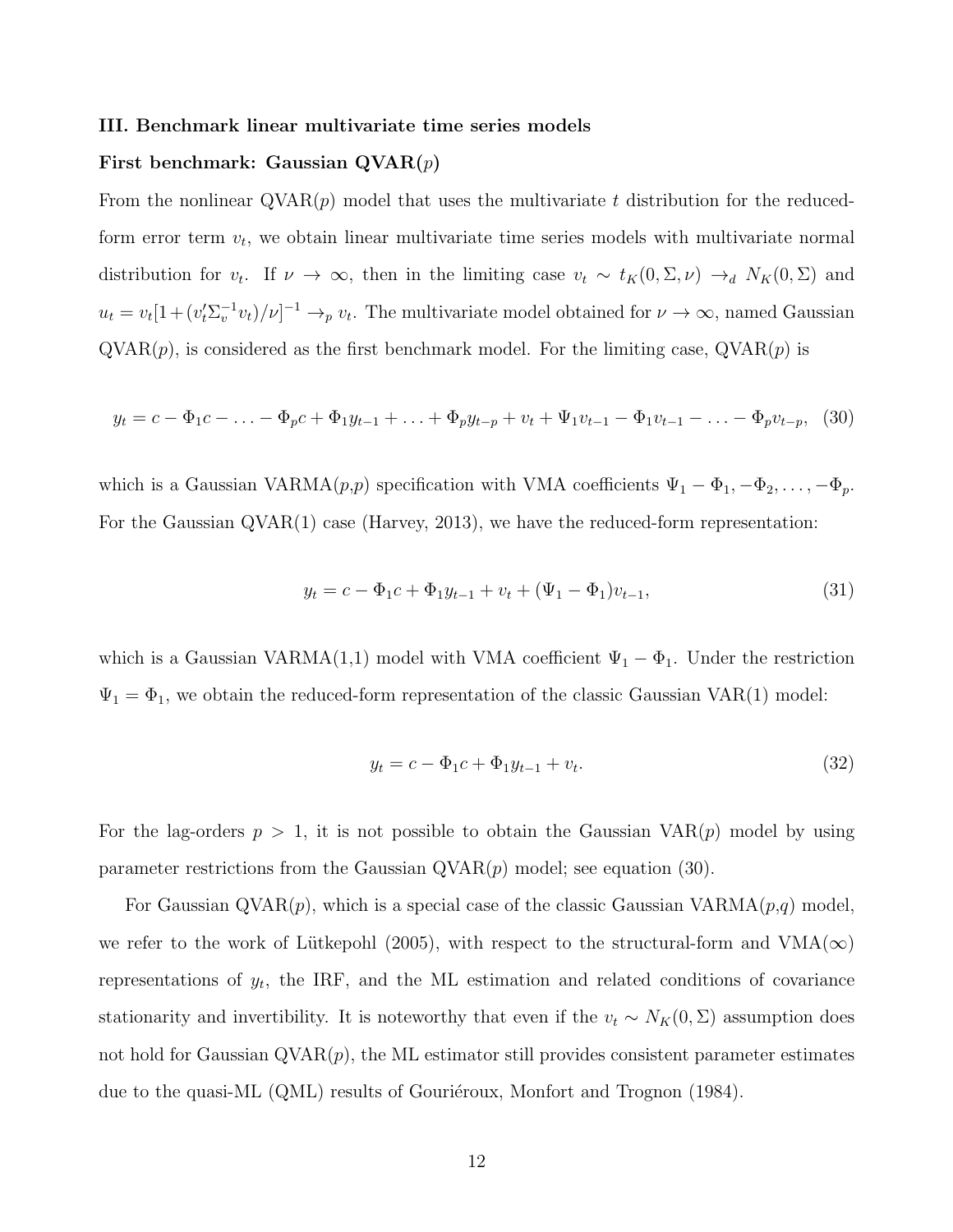### III. Benchmark linear multivariate time series models

#### First benchmark: Gaussian QVAR($p$)

From the nonlinear QVAR($p$) model that uses the multivariate $t$ distribution for the reduced-form error term $v_t$, we obtain linear multivariate time series models with multivariate normal distribution for $v_t$. If $\nu \to \infty$, then in the limiting case $v_t \sim t_K(0, \Sigma, \nu) \to_d N_K(0, \Sigma)$ and $u_t = v_t[1 + (v_t' \Sigma_v^{-1} v_t)/\nu]^{-1} \to_p v_t$. The multivariate model obtained for $\nu \to \infty$, named Gaussian QVAR($p$), is considered as the first benchmark model. For the limiting case, QVAR($p$) is

$$y_t = c - \Phi_1 c - \ldots - \Phi_p c + \Phi_1 y_{t-1} + \ldots + \Phi_p y_{t-p} + v_t + \Psi_1 v_{t-1} - \Phi_1 v_{t-1} - \ldots - \Phi_p v_{t-p}, \quad (30)$$

which is a Gaussian VARMA($p$,$p$) specification with VMA coefficients $\Psi_1 - \Phi_1, -\Phi_2, \ldots, -\Phi_p$. For the Gaussian QVAR(1) case (Harvey, 2013), we have the reduced-form representation:

$$y_t = c - \Phi_1 c + \Phi_1 y_{t-1} + v_t + (\Psi_1 - \Phi_1) v_{t-1}, \quad (31)$$

which is a Gaussian VARMA(1,1) model with VMA coefficient $\Psi_1 - \Phi_1$. Under the restriction $\Psi_1 = \Phi_1$, we obtain the reduced-form representation of the classic Gaussian VAR(1) model:

$$y_t = c - \Phi_1 c + \Phi_1 y_{t-1} + v_t. \quad (32)$$

For the lag-orders $p > 1$, it is not possible to obtain the Gaussian VAR($p$) model by using parameter restrictions from the Gaussian QVAR($p$) model; see equation (30).

For Gaussian QVAR($p$), which is a special case of the classic Gaussian VARMA($p$,$q$) model, we refer to the work of Lütkepohl (2005), with respect to the structural-form and VMA($\infty$) representations of $y_t$, the IRF, and the ML estimation and related conditions of covariance stationarity and invertibility. It is noteworthy that even if the $v_t \sim N_K(0, \Sigma)$ assumption does not hold for Gaussian QVAR($p$), the ML estimator still provides consistent parameter estimates due to the quasi-ML (QML) results of Gouriéroux, Monfort and Trognon (1984).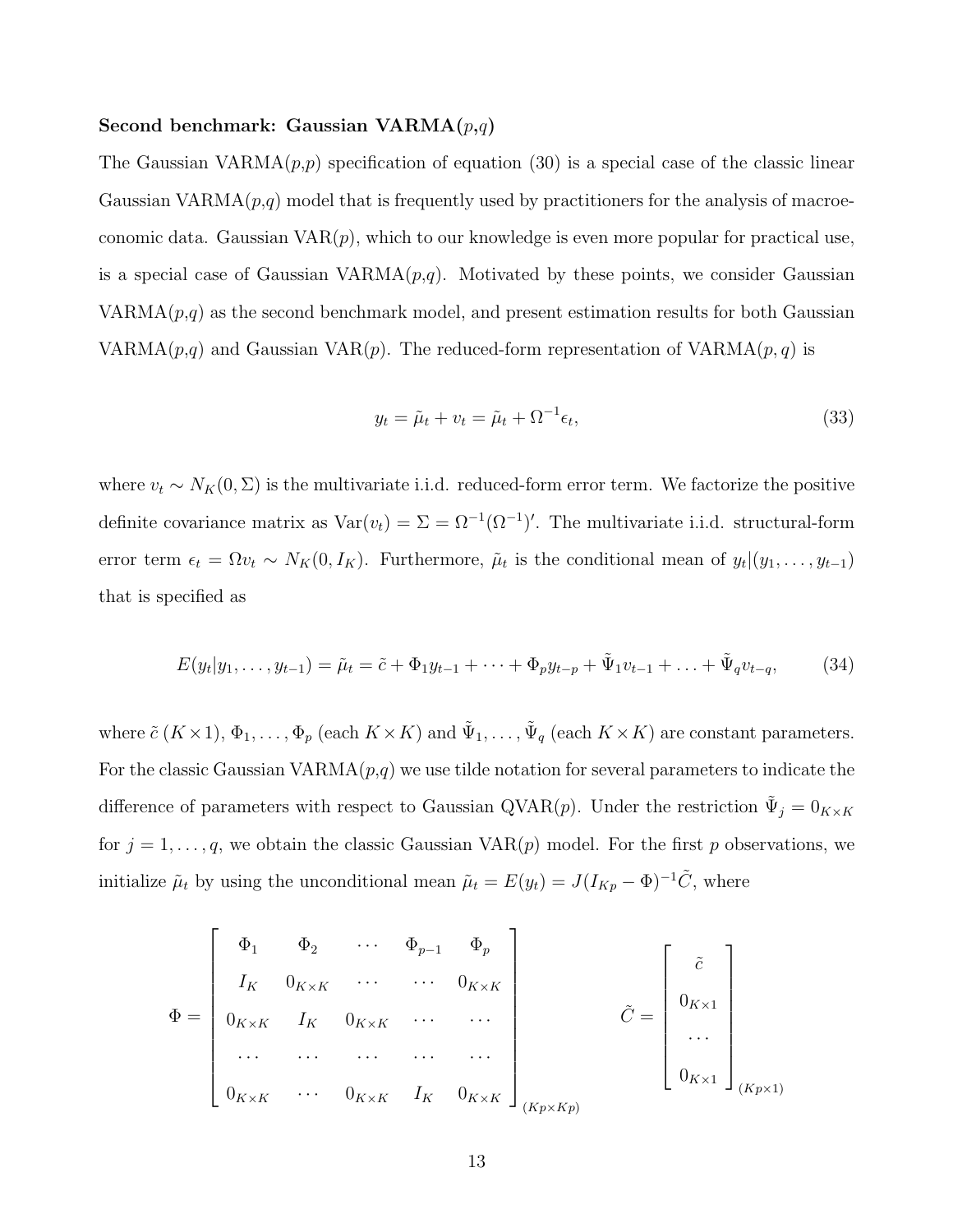**Second benchmark: Gaussian VARMA($p$,$q$)**

The Gaussian VARMA($p$,$p$) specification of equation (30) is a special case of the classic linear Gaussian VARMA($p$,$q$) model that is frequently used by practitioners for the analysis of macroeconomic data. Gaussian VAR($p$), which to our knowledge is even more popular for practical use, is a special case of Gaussian VARMA($p$,$q$). Motivated by these points, we consider Gaussian VARMA($p$,$q$) as the second benchmark model, and present estimation results for both Gaussian VARMA($p$,$q$) and Gaussian VAR($p$). The reduced-form representation of VARMA($p,q$) is

$$y_t = \tilde{\mu}_t + v_t = \tilde{\mu}_t + \Omega^{-1}\epsilon_t, \tag{33}$$

where $v_t \sim N_K(0, \Sigma)$ is the multivariate i.i.d. reduced-form error term. We factorize the positive definite covariance matrix as $\mathrm{Var}(v_t) = \Sigma = \Omega^{-1}(\Omega^{-1})'$. The multivariate i.i.d. structural-form error term $\epsilon_t = \Omega v_t \sim N_K(0, I_K)$. Furthermore, $\tilde{\mu}_t$ is the conditional mean of $y_t|(y_1, \ldots, y_{t-1})$ that is specified as

$$E(y_t|y_1, \ldots, y_{t-1}) = \tilde{\mu}_t = \tilde{c} + \Phi_1 y_{t-1} + \cdots + \Phi_p y_{t-p} + \tilde{\Psi}_1 v_{t-1} + \ldots + \tilde{\Psi}_q v_{t-q}, \tag{34}$$

where $\tilde{c}$ ($K \times 1$), $\Phi_1, \ldots, \Phi_p$ (each $K \times K$) and $\tilde{\Psi}_1, \ldots, \tilde{\Psi}_q$ (each $K \times K$) are constant parameters. For the classic Gaussian VARMA($p$,$q$) we use tilde notation for several parameters to indicate the difference of parameters with respect to Gaussian QVAR($p$). Under the restriction $\tilde{\Psi}_j = 0_{K\times K}$ for $j = 1, \ldots, q$, we obtain the classic Gaussian VAR($p$) model. For the first $p$ observations, we initialize $\tilde{\mu}_t$ by using the unconditional mean $\tilde{\mu}_t = E(y_t) = J(I_{Kp} - \Phi)^{-1}\tilde{C}$, where

$$\Phi = \begin{bmatrix} \Phi_1 & \Phi_2 & \cdots & \Phi_{p-1} & \Phi_p \\ I_K & 0_{K\times K} & \cdots & \cdots & 0_{K\times K} \\ 0_{K\times K} & I_K & 0_{K\times K} & \cdots & \cdots \\ \cdots & \cdots & \cdots & \cdots & \cdots \\ 0_{K\times K} & \cdots & 0_{K\times K} & I_K & 0_{K\times K} \end{bmatrix}_{(Kp\times Kp)} \qquad \tilde{C} = \begin{bmatrix} \tilde{c} \\ 0_{K\times 1} \\ \cdots \\ 0_{K\times 1} \end{bmatrix}_{(Kp\times 1)}$$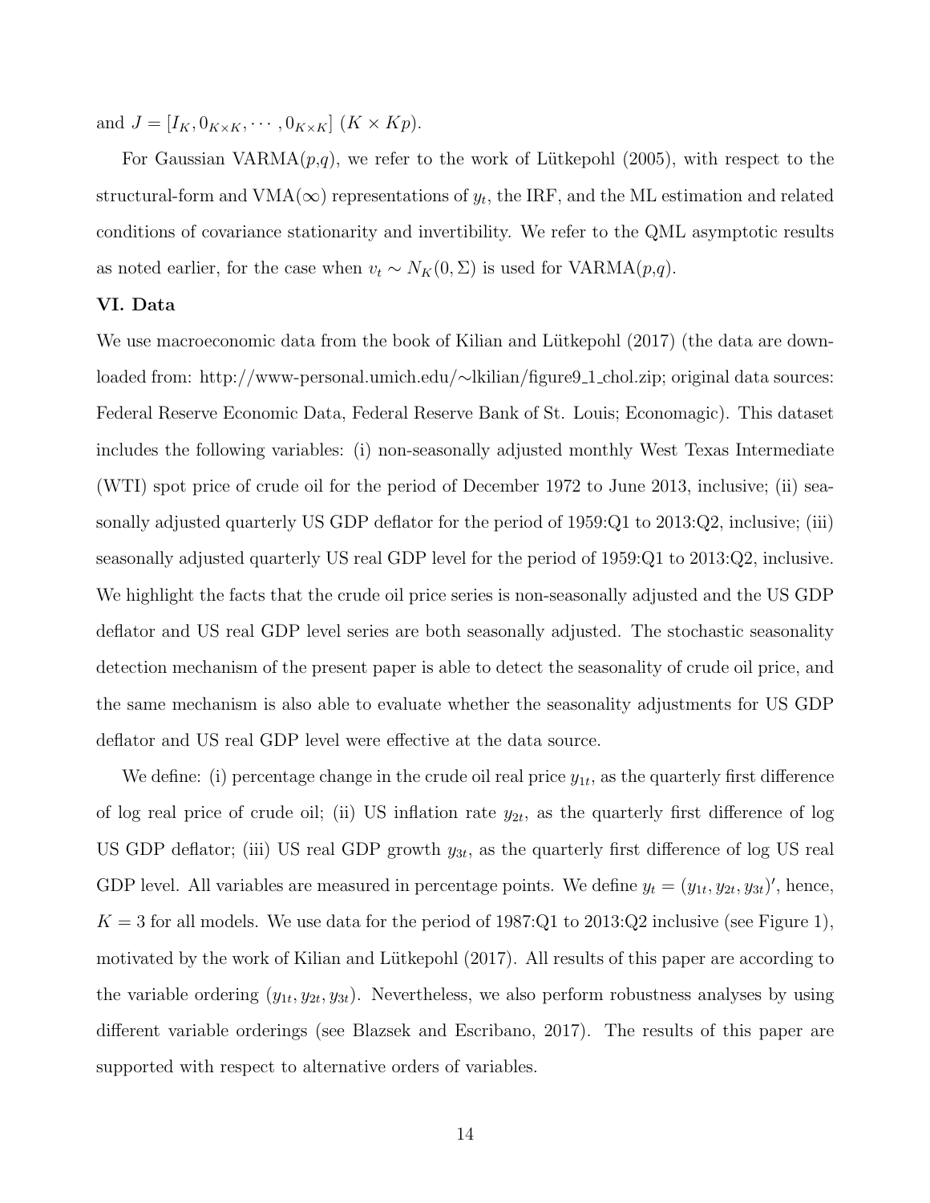and $J = [I_K, 0_{K\times K}, \cdots, 0_{K\times K}]$ $(K \times Kp)$.

For Gaussian VARMA($p$,$q$), we refer to the work of Lütkepohl (2005), with respect to the structural-form and VMA($\infty$) representations of $y_t$, the IRF, and the ML estimation and related conditions of covariance stationarity and invertibility. We refer to the QML asymptotic results as noted earlier, for the case when $v_t \sim N_K(0, \Sigma)$ is used for VARMA($p$,$q$).

### VI. Data

We use macroeconomic data from the book of Kilian and Lütkepohl (2017) (the data are downloaded from: http://www-personal.umich.edu/~lkilian/figure9_1_chol.zip; original data sources: Federal Reserve Economic Data, Federal Reserve Bank of St. Louis; Economagic). This dataset includes the following variables: (i) non-seasonally adjusted monthly West Texas Intermediate (WTI) spot price of crude oil for the period of December 1972 to June 2013, inclusive; (ii) seasonally adjusted quarterly US GDP deflator for the period of 1959:Q1 to 2013:Q2, inclusive; (iii) seasonally adjusted quarterly US real GDP level for the period of 1959:Q1 to 2013:Q2, inclusive. We highlight the facts that the crude oil price series is non-seasonally adjusted and the US GDP deflator and US real GDP level series are both seasonally adjusted. The stochastic seasonality detection mechanism of the present paper is able to detect the seasonality of crude oil price, and the same mechanism is also able to evaluate whether the seasonality adjustments for US GDP deflator and US real GDP level were effective at the data source.

We define: (i) percentage change in the crude oil real price $y_{1t}$, as the quarterly first difference of log real price of crude oil; (ii) US inflation rate $y_{2t}$, as the quarterly first difference of log US GDP deflator; (iii) US real GDP growth $y_{3t}$, as the quarterly first difference of log US real GDP level. All variables are measured in percentage points. We define $y_t = (y_{1t}, y_{2t}, y_{3t})'$, hence, $K = 3$ for all models. We use data for the period of 1987:Q1 to 2013:Q2 inclusive (see Figure 1), motivated by the work of Kilian and Lütkepohl (2017). All results of this paper are according to the variable ordering $(y_{1t}, y_{2t}, y_{3t})$. Nevertheless, we also perform robustness analyses by using different variable orderings (see Blazsek and Escribano, 2017). The results of this paper are supported with respect to alternative orders of variables.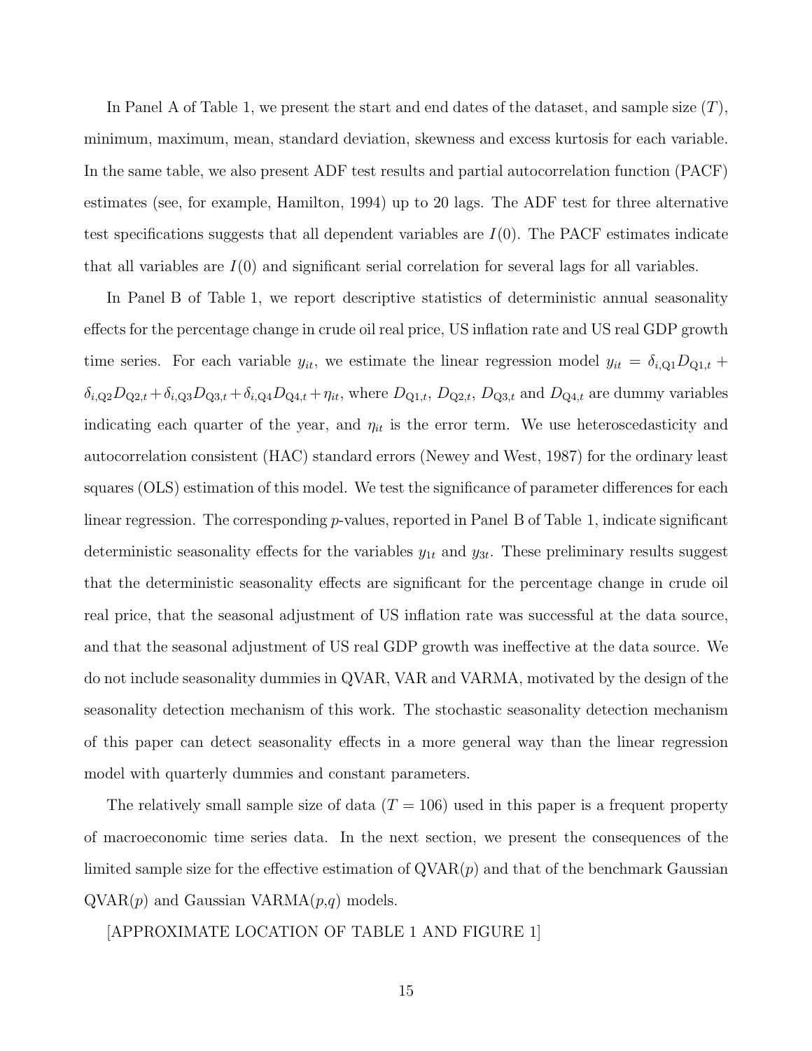In Panel A of Table 1, we present the start and end dates of the dataset, and sample size ($T$), minimum, maximum, mean, standard deviation, skewness and excess kurtosis for each variable. In the same table, we also present ADF test results and partial autocorrelation function (PACF) estimates (see, for example, Hamilton, 1994) up to 20 lags. The ADF test for three alternative test specifications suggests that all dependent variables are $I(0)$. The PACF estimates indicate that all variables are $I(0)$ and significant serial correlation for several lags for all variables.

In Panel B of Table 1, we report descriptive statistics of deterministic annual seasonality effects for the percentage change in crude oil real price, US inflation rate and US real GDP growth time series. For each variable $y_{it}$, we estimate the linear regression model $y_{it} = \delta_{i,\text{Q1}} D_{\text{Q1},t} + \delta_{i,\text{Q2}} D_{\text{Q2},t} + \delta_{i,\text{Q3}} D_{\text{Q3},t} + \delta_{i,\text{Q4}} D_{\text{Q4},t} + \eta_{it}$, where $D_{\text{Q1},t}$, $D_{\text{Q2},t}$, $D_{\text{Q3},t}$ and $D_{\text{Q4},t}$ are dummy variables indicating each quarter of the year, and $\eta_{it}$ is the error term. We use heteroscedasticity and autocorrelation consistent (HAC) standard errors (Newey and West, 1987) for the ordinary least squares (OLS) estimation of this model. We test the significance of parameter differences for each linear regression. The corresponding $p$-values, reported in Panel B of Table 1, indicate significant deterministic seasonality effects for the variables $y_{1t}$ and $y_{3t}$. These preliminary results suggest that the deterministic seasonality effects are significant for the percentage change in crude oil real price, that the seasonal adjustment of US inflation rate was successful at the data source, and that the seasonal adjustment of US real GDP growth was ineffective at the data source. We do not include seasonality dummies in QVAR, VAR and VARMA, motivated by the design of the seasonality detection mechanism of this work. The stochastic seasonality detection mechanism of this paper can detect seasonality effects in a more general way than the linear regression model with quarterly dummies and constant parameters.

The relatively small sample size of data ($T = 106$) used in this paper is a frequent property of macroeconomic time series data. In the next section, we present the consequences of the limited sample size for the effective estimation of QVAR($p$) and that of the benchmark Gaussian QVAR($p$) and Gaussian VARMA($p$,$q$) models.

[APPROXIMATE LOCATION OF TABLE 1 AND FIGURE 1]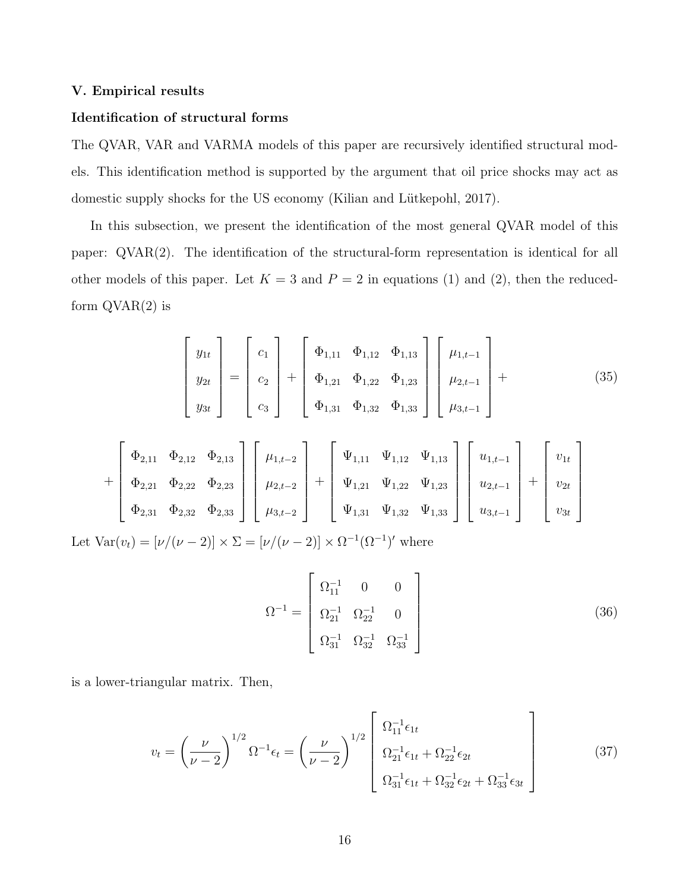### V. Empirical results

#### Identification of structural forms

The QVAR, VAR and VARMA models of this paper are recursively identified structural models. This identification method is supported by the argument that oil price shocks may act as domestic supply shocks for the US economy (Kilian and Lütkepohl, 2017).

In this subsection, we present the identification of the most general QVAR model of this paper: QVAR(2). The identification of the structural-form representation is identical for all other models of this paper. Let $K = 3$ and $P = 2$ in equations (1) and (2), then the reduced-form QVAR(2) is

$$
\begin{bmatrix} y_{1t} \\ y_{2t} \\ y_{3t} \end{bmatrix} = \begin{bmatrix} c_1 \\ c_2 \\ c_3 \end{bmatrix} + \begin{bmatrix} \Phi_{1,11} & \Phi_{1,12} & \Phi_{1,13} \\ \Phi_{1,21} & \Phi_{1,22} & \Phi_{1,23} \\ \Phi_{1,31} & \Phi_{1,32} & \Phi_{1,33} \end{bmatrix} \begin{bmatrix} \mu_{1,t-1} \\ \mu_{2,t-1} \\ \mu_{3,t-1} \end{bmatrix} + \tag{35}
$$

$$
+ \begin{bmatrix} \Phi_{2,11} & \Phi_{2,12} & \Phi_{2,13} \\ \Phi_{2,21} & \Phi_{2,22} & \Phi_{2,23} \\ \Phi_{2,31} & \Phi_{2,32} & \Phi_{2,33} \end{bmatrix} \begin{bmatrix} \mu_{1,t-2} \\ \mu_{2,t-2} \\ \mu_{3,t-2} \end{bmatrix} + \begin{bmatrix} \Psi_{1,11} & \Psi_{1,12} & \Psi_{1,13} \\ \Psi_{1,21} & \Psi_{1,22} & \Psi_{1,23} \\ \Psi_{1,31} & \Psi_{1,32} & \Psi_{1,33} \end{bmatrix} \begin{bmatrix} u_{1,t-1} \\ u_{2,t-1} \\ u_{3,t-1} \end{bmatrix} + \begin{bmatrix} v_{1t} \\ v_{2t} \\ v_{3t} \end{bmatrix}
$$

Let $\text{Var}(v_t) = [\nu/(\nu-2)] \times \Sigma = [\nu/(\nu-2)] \times \Omega^{-1}(\Omega^{-1})'$ where

$$
\Omega^{-1} = \begin{bmatrix} \Omega_{11}^{-1} & 0 & 0 \\ \Omega_{21}^{-1} & \Omega_{22}^{-1} & 0 \\ \Omega_{31}^{-1} & \Omega_{32}^{-1} & \Omega_{33}^{-1} \end{bmatrix} \tag{36}
$$

is a lower-triangular matrix. Then,

$$
v_t = \left(\frac{\nu}{\nu-2}\right)^{1/2} \Omega^{-1} \epsilon_t = \left(\frac{\nu}{\nu-2}\right)^{1/2} \begin{bmatrix} \Omega_{11}^{-1}\epsilon_{1t} \\ \Omega_{21}^{-1}\epsilon_{1t} + \Omega_{22}^{-1}\epsilon_{2t} \\ \Omega_{31}^{-1}\epsilon_{1t} + \Omega_{32}^{-1}\epsilon_{2t} + \Omega_{33}^{-1}\epsilon_{3t} \end{bmatrix} \tag{37}
$$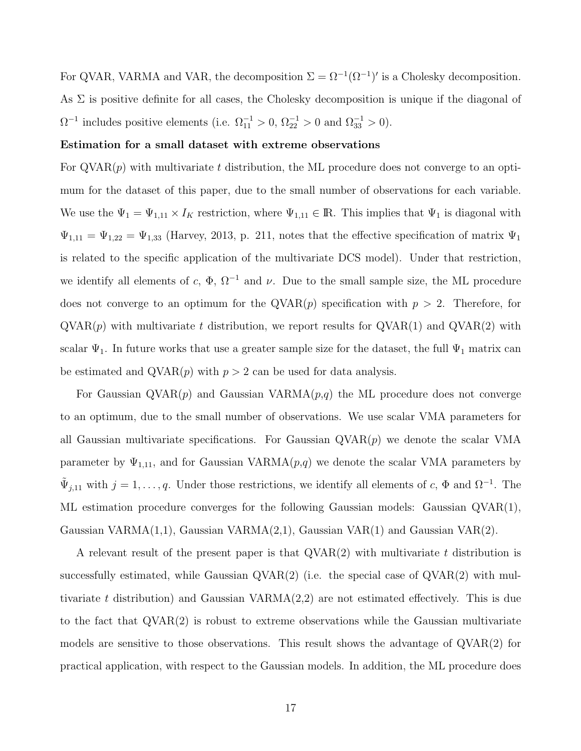For QVAR, VARMA and VAR, the decomposition $\Sigma = \Omega^{-1}(\Omega^{-1})'$ is a Cholesky decomposition. As $\Sigma$ is positive definite for all cases, the Cholesky decomposition is unique if the diagonal of $\Omega^{-1}$ includes positive elements (i.e. $\Omega^{-1}_{11} > 0$, $\Omega^{-1}_{22} > 0$ and $\Omega^{-1}_{33} > 0$).

**Estimation for a small dataset with extreme observations**

For QVAR($p$) with multivariate $t$ distribution, the ML procedure does not converge to an optimum for the dataset of this paper, due to the small number of observations for each variable. We use the $\Psi_1 = \Psi_{1,11} \times I_K$ restriction, where $\Psi_{1,11} \in \mathbb{R}$. This implies that $\Psi_1$ is diagonal with $\Psi_{1,11} = \Psi_{1,22} = \Psi_{1,33}$ (Harvey, 2013, p. 211, notes that the effective specification of matrix $\Psi_1$ is related to the specific application of the multivariate DCS model). Under that restriction, we identify all elements of $c$, $\Phi$, $\Omega^{-1}$ and $\nu$. Due to the small sample size, the ML procedure does not converge to an optimum for the QVAR($p$) specification with $p > 2$. Therefore, for QVAR($p$) with multivariate $t$ distribution, we report results for QVAR(1) and QVAR(2) with scalar $\Psi_1$. In future works that use a greater sample size for the dataset, the full $\Psi_1$ matrix can be estimated and QVAR($p$) with $p > 2$ can be used for data analysis.

For Gaussian QVAR($p$) and Gaussian VARMA($p$,$q$) the ML procedure does not converge to an optimum, due to the small number of observations. We use scalar VMA parameters for all Gaussian multivariate specifications. For Gaussian QVAR($p$) we denote the scalar VMA parameter by $\Psi_{1,11}$, and for Gaussian VARMA($p$,$q$) we denote the scalar VMA parameters by $\tilde{\Psi}_{j,11}$ with $j = 1, \ldots, q$. Under those restrictions, we identify all elements of $c$, $\Phi$ and $\Omega^{-1}$. The ML estimation procedure converges for the following Gaussian models: Gaussian QVAR(1), Gaussian VARMA(1,1), Gaussian VARMA(2,1), Gaussian VAR(1) and Gaussian VAR(2).

A relevant result of the present paper is that QVAR(2) with multivariate $t$ distribution is successfully estimated, while Gaussian QVAR(2) (i.e. the special case of QVAR(2) with multivariate $t$ distribution) and Gaussian VARMA(2,2) are not estimated effectively. This is due to the fact that QVAR(2) is robust to extreme observations while the Gaussian multivariate models are sensitive to those observations. This result shows the advantage of QVAR(2) for practical application, with respect to the Gaussian models. In addition, the ML procedure does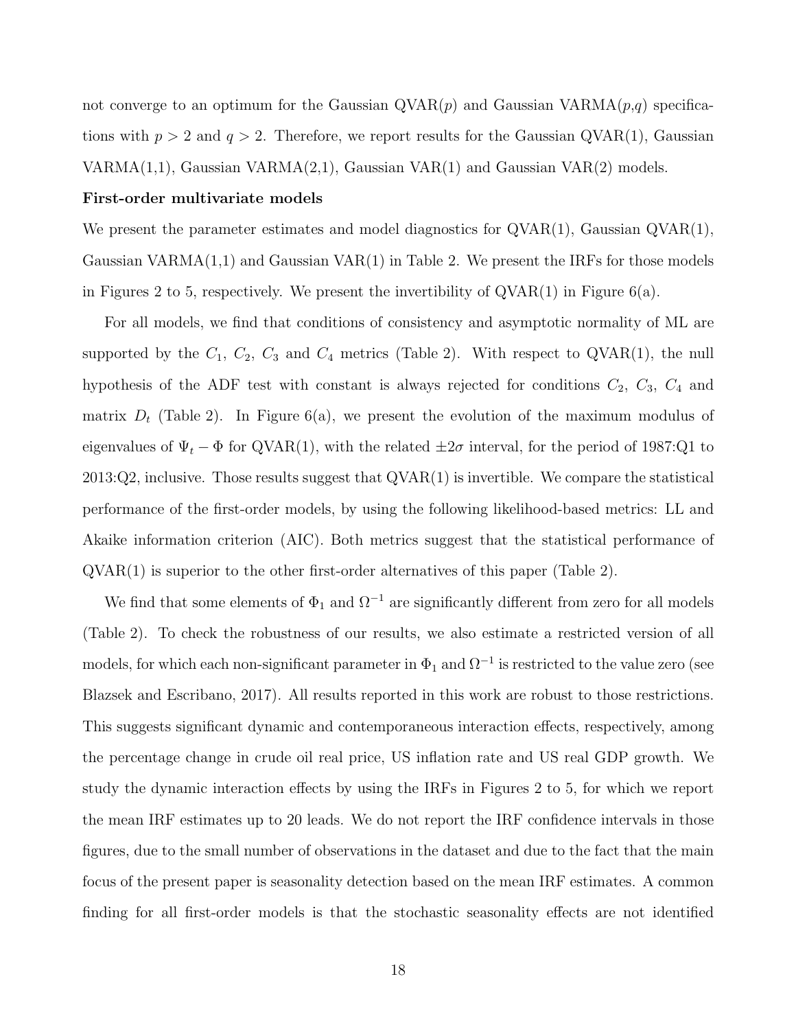not converge to an optimum for the Gaussian QVAR($p$) and Gaussian VARMA($p$,$q$) specifications with $p > 2$ and $q > 2$. Therefore, we report results for the Gaussian QVAR(1), Gaussian VARMA(1,1), Gaussian VARMA(2,1), Gaussian VAR(1) and Gaussian VAR(2) models.

**First-order multivariate models**

We present the parameter estimates and model diagnostics for QVAR(1), Gaussian QVAR(1), Gaussian VARMA(1,1) and Gaussian VAR(1) in Table 2. We present the IRFs for those models in Figures 2 to 5, respectively. We present the invertibility of QVAR(1) in Figure 6(a).

For all models, we find that conditions of consistency and asymptotic normality of ML are supported by the $C_1$, $C_2$, $C_3$ and $C_4$ metrics (Table 2). With respect to QVAR(1), the null hypothesis of the ADF test with constant is always rejected for conditions $C_2$, $C_3$, $C_4$ and matrix $D_t$ (Table 2). In Figure 6(a), we present the evolution of the maximum modulus of eigenvalues of $\Psi_t - \Phi$ for QVAR(1), with the related $\pm 2\sigma$ interval, for the period of 1987:Q1 to 2013:Q2, inclusive. Those results suggest that QVAR(1) is invertible. We compare the statistical performance of the first-order models, by using the following likelihood-based metrics: LL and Akaike information criterion (AIC). Both metrics suggest that the statistical performance of QVAR(1) is superior to the other first-order alternatives of this paper (Table 2).

We find that some elements of $\Phi_1$ and $\Omega^{-1}$ are significantly different from zero for all models (Table 2). To check the robustness of our results, we also estimate a restricted version of all models, for which each non-significant parameter in $\Phi_1$ and $\Omega^{-1}$ is restricted to the value zero (see Blazsek and Escribano, 2017). All results reported in this work are robust to those restrictions. This suggests significant dynamic and contemporaneous interaction effects, respectively, among the percentage change in crude oil real price, US inflation rate and US real GDP growth. We study the dynamic interaction effects by using the IRFs in Figures 2 to 5, for which we report the mean IRF estimates up to 20 leads. We do not report the IRF confidence intervals in those figures, due to the small number of observations in the dataset and due to the fact that the main focus of the present paper is seasonality detection based on the mean IRF estimates. A common finding for all first-order models is that the stochastic seasonality effects are not identified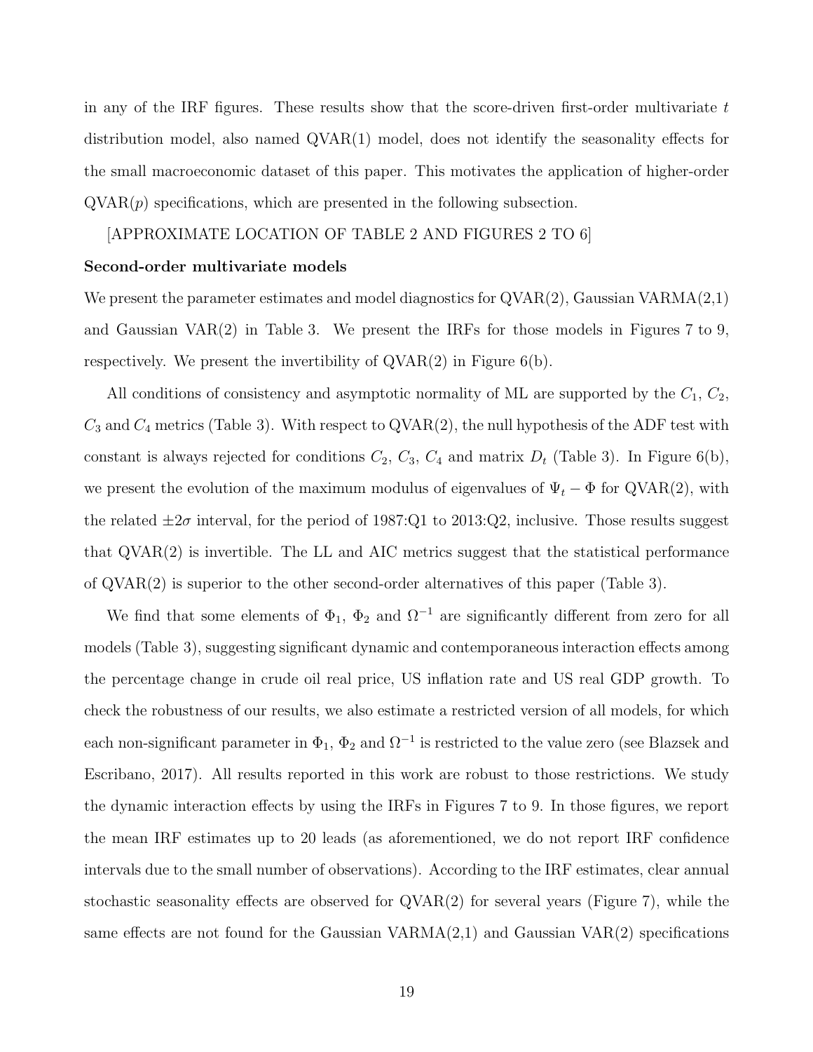in any of the IRF figures. These results show that the score-driven first-order multivariate $t$ distribution model, also named QVAR(1) model, does not identify the seasonality effects for the small macroeconomic dataset of this paper. This motivates the application of higher-order QVAR($p$) specifications, which are presented in the following subsection.

[APPROXIMATE LOCATION OF TABLE 2 AND FIGURES 2 TO 6]

**Second-order multivariate models**

We present the parameter estimates and model diagnostics for QVAR(2), Gaussian VARMA(2,1) and Gaussian VAR(2) in Table 3. We present the IRFs for those models in Figures 7 to 9, respectively. We present the invertibility of QVAR(2) in Figure 6(b).

All conditions of consistency and asymptotic normality of ML are supported by the $C_1$, $C_2$, $C_3$ and $C_4$ metrics (Table 3). With respect to QVAR(2), the null hypothesis of the ADF test with constant is always rejected for conditions $C_2$, $C_3$, $C_4$ and matrix $D_t$ (Table 3). In Figure 6(b), we present the evolution of the maximum modulus of eigenvalues of $\Psi_t - \Phi$ for QVAR(2), with the related $\pm 2\sigma$ interval, for the period of 1987:Q1 to 2013:Q2, inclusive. Those results suggest that QVAR(2) is invertible. The LL and AIC metrics suggest that the statistical performance of QVAR(2) is superior to the other second-order alternatives of this paper (Table 3).

We find that some elements of $\Phi_1$, $\Phi_2$ and $\Omega^{-1}$ are significantly different from zero for all models (Table 3), suggesting significant dynamic and contemporaneous interaction effects among the percentage change in crude oil real price, US inflation rate and US real GDP growth. To check the robustness of our results, we also estimate a restricted version of all models, for which each non-significant parameter in $\Phi_1$, $\Phi_2$ and $\Omega^{-1}$ is restricted to the value zero (see Blazsek and Escribano, 2017). All results reported in this work are robust to those restrictions. We study the dynamic interaction effects by using the IRFs in Figures 7 to 9. In those figures, we report the mean IRF estimates up to 20 leads (as aforementioned, we do not report IRF confidence intervals due to the small number of observations). According to the IRF estimates, clear annual stochastic seasonality effects are observed for QVAR(2) for several years (Figure 7), while the same effects are not found for the Gaussian VARMA(2,1) and Gaussian VAR(2) specifications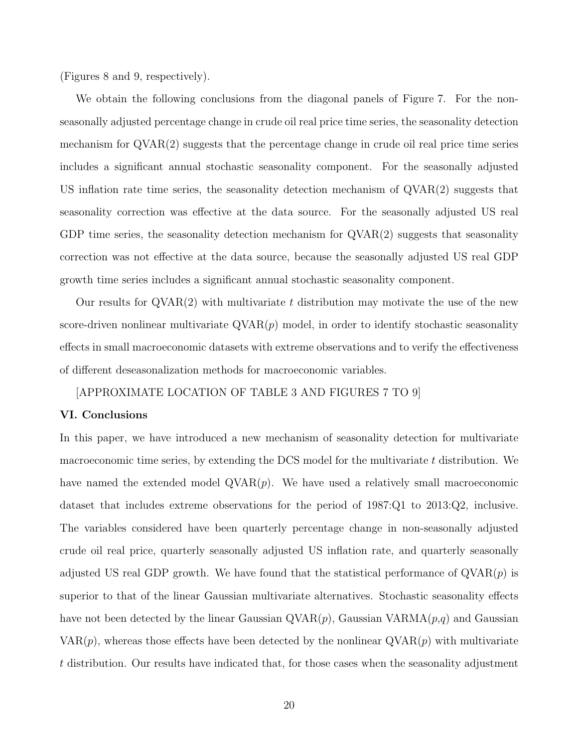(Figures 8 and 9, respectively).

We obtain the following conclusions from the diagonal panels of Figure 7. For the non-seasonally adjusted percentage change in crude oil real price time series, the seasonality detection mechanism for QVAR(2) suggests that the percentage change in crude oil real price time series includes a significant annual stochastic seasonality component. For the seasonally adjusted US inflation rate time series, the seasonality detection mechanism of QVAR(2) suggests that seasonality correction was effective at the data source. For the seasonally adjusted US real GDP time series, the seasonality detection mechanism for QVAR(2) suggests that seasonality correction was not effective at the data source, because the seasonally adjusted US real GDP growth time series includes a significant annual stochastic seasonality component.

Our results for QVAR(2) with multivariate $t$ distribution may motivate the use of the new score-driven nonlinear multivariate QVAR($p$) model, in order to identify stochastic seasonality effects in small macroeconomic datasets with extreme observations and to verify the effectiveness of different deseasonalization methods for macroeconomic variables.

[APPROXIMATE LOCATION OF TABLE 3 AND FIGURES 7 TO 9]

## VI. Conclusions

In this paper, we have introduced a new mechanism of seasonality detection for multivariate macroeconomic time series, by extending the DCS model for the multivariate $t$ distribution. We have named the extended model QVAR($p$). We have used a relatively small macroeconomic dataset that includes extreme observations for the period of 1987:Q1 to 2013:Q2, inclusive. The variables considered have been quarterly percentage change in non-seasonally adjusted crude oil real price, quarterly seasonally adjusted US inflation rate, and quarterly seasonally adjusted US real GDP growth. We have found that the statistical performance of QVAR($p$) is superior to that of the linear Gaussian multivariate alternatives. Stochastic seasonality effects have not been detected by the linear Gaussian QVAR($p$), Gaussian VARMA($p$,$q$) and Gaussian VAR($p$), whereas those effects have been detected by the nonlinear QVAR($p$) with multivariate $t$ distribution. Our results have indicated that, for those cases when the seasonality adjustment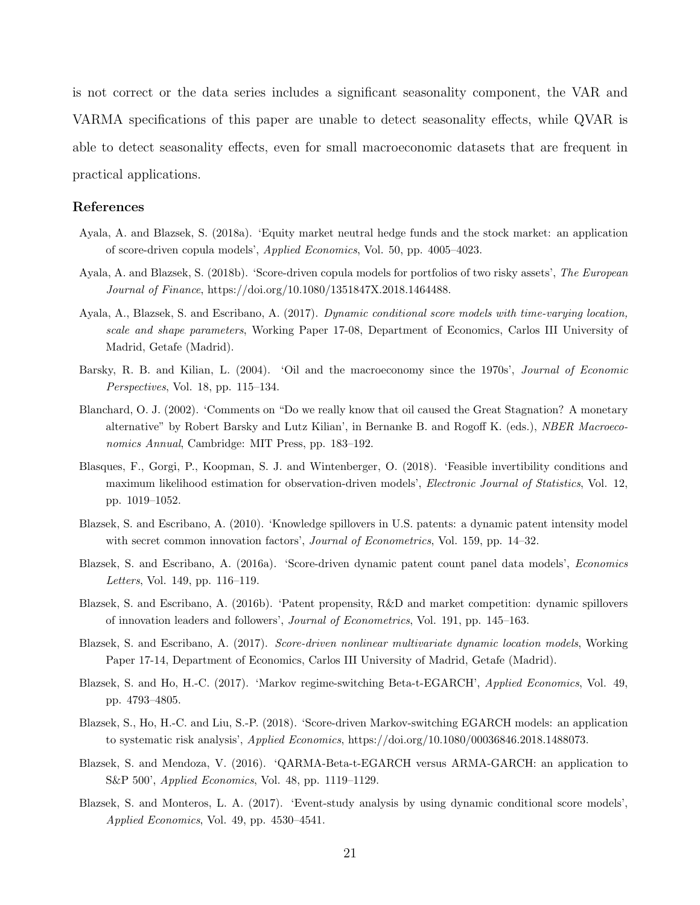is not correct or the data series includes a significant seasonality component, the VAR and VARMA specifications of this paper are unable to detect seasonality effects, while QVAR is able to detect seasonality effects, even for small macroeconomic datasets that are frequent in practical applications.

## References

Ayala, A. and Blazsek, S. (2018a). 'Equity market neutral hedge funds and the stock market: an application of score-driven copula models', *Applied Economics*, Vol. 50, pp. 4005–4023.

Ayala, A. and Blazsek, S. (2018b). 'Score-driven copula models for portfolios of two risky assets', *The European Journal of Finance*, https://doi.org/10.1080/1351847X.2018.1464488.

Ayala, A., Blazsek, S. and Escribano, A. (2017). *Dynamic conditional score models with time-varying location, scale and shape parameters*, Working Paper 17-08, Department of Economics, Carlos III University of Madrid, Getafe (Madrid).

Barsky, R. B. and Kilian, L. (2004). 'Oil and the macroeconomy since the 1970s', *Journal of Economic Perspectives*, Vol. 18, pp. 115–134.

Blanchard, O. J. (2002). 'Comments on "Do we really know that oil caused the Great Stagnation? A monetary alternative" by Robert Barsky and Lutz Kilian', in Bernanke B. and Rogoff K. (eds.), *NBER Macroeconomics Annual*, Cambridge: MIT Press, pp. 183–192.

Blasques, F., Gorgi, P., Koopman, S. J. and Wintenberger, O. (2018). 'Feasible invertibility conditions and maximum likelihood estimation for observation-driven models', *Electronic Journal of Statistics*, Vol. 12, pp. 1019–1052.

Blazsek, S. and Escribano, A. (2010). 'Knowledge spillovers in U.S. patents: a dynamic patent intensity model with secret common innovation factors', *Journal of Econometrics*, Vol. 159, pp. 14–32.

Blazsek, S. and Escribano, A. (2016a). 'Score-driven dynamic patent count panel data models', *Economics Letters*, Vol. 149, pp. 116–119.

Blazsek, S. and Escribano, A. (2016b). 'Patent propensity, R&D and market competition: dynamic spillovers of innovation leaders and followers', *Journal of Econometrics*, Vol. 191, pp. 145–163.

Blazsek, S. and Escribano, A. (2017). *Score-driven nonlinear multivariate dynamic location models*, Working Paper 17-14, Department of Economics, Carlos III University of Madrid, Getafe (Madrid).

Blazsek, S. and Ho, H.-C. (2017). 'Markov regime-switching Beta-t-EGARCH', *Applied Economics*, Vol. 49, pp. 4793–4805.

Blazsek, S., Ho, H.-C. and Liu, S.-P. (2018). 'Score-driven Markov-switching EGARCH models: an application to systematic risk analysis', *Applied Economics*, https://doi.org/10.1080/00036846.2018.1488073.

Blazsek, S. and Mendoza, V. (2016). 'QARMA-Beta-t-EGARCH versus ARMA-GARCH: an application to S&P 500', *Applied Economics*, Vol. 48, pp. 1119–1129.

Blazsek, S. and Monteros, L. A. (2017). 'Event-study analysis by using dynamic conditional score models', *Applied Economics*, Vol. 49, pp. 4530–4541.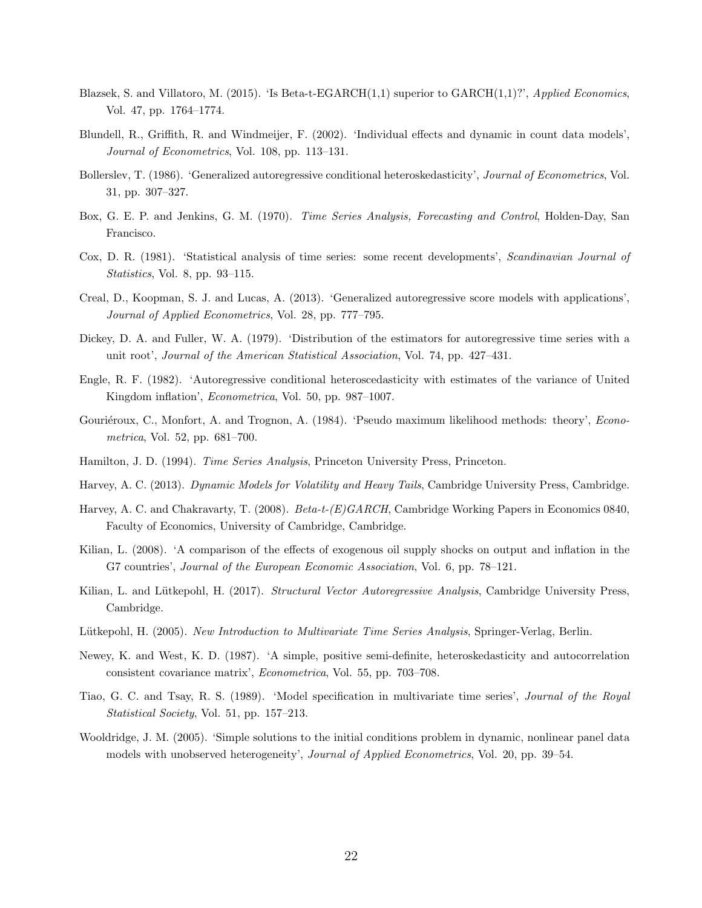Blazsek, S. and Villatoro, M. (2015). 'Is Beta-t-EGARCH(1,1) superior to GARCH(1,1)?', *Applied Economics*, Vol. 47, pp. 1764–1774.

Blundell, R., Griffith, R. and Windmeijer, F. (2002). 'Individual effects and dynamic in count data models', *Journal of Econometrics*, Vol. 108, pp. 113–131.

Bollerslev, T. (1986). 'Generalized autoregressive conditional heteroskedasticity', *Journal of Econometrics*, Vol. 31, pp. 307–327.

Box, G. E. P. and Jenkins, G. M. (1970). *Time Series Analysis, Forecasting and Control*, Holden-Day, San Francisco.

Cox, D. R. (1981). 'Statistical analysis of time series: some recent developments', *Scandinavian Journal of Statistics*, Vol. 8, pp. 93–115.

Creal, D., Koopman, S. J. and Lucas, A. (2013). 'Generalized autoregressive score models with applications', *Journal of Applied Econometrics*, Vol. 28, pp. 777–795.

Dickey, D. A. and Fuller, W. A. (1979). 'Distribution of the estimators for autoregressive time series with a unit root', *Journal of the American Statistical Association*, Vol. 74, pp. 427–431.

Engle, R. F. (1982). 'Autoregressive conditional heteroscedasticity with estimates of the variance of United Kingdom inflation', *Econometrica*, Vol. 50, pp. 987–1007.

Gouriéroux, C., Monfort, A. and Trognon, A. (1984). 'Pseudo maximum likelihood methods: theory', *Econometrica*, Vol. 52, pp. 681–700.

Hamilton, J. D. (1994). *Time Series Analysis*, Princeton University Press, Princeton.

Harvey, A. C. (2013). *Dynamic Models for Volatility and Heavy Tails*, Cambridge University Press, Cambridge.

Harvey, A. C. and Chakravarty, T. (2008). *Beta-t-(E)GARCH*, Cambridge Working Papers in Economics 0840, Faculty of Economics, University of Cambridge, Cambridge.

Kilian, L. (2008). 'A comparison of the effects of exogenous oil supply shocks on output and inflation in the G7 countries', *Journal of the European Economic Association*, Vol. 6, pp. 78–121.

Kilian, L. and Lütkepohl, H. (2017). *Structural Vector Autoregressive Analysis*, Cambridge University Press, Cambridge.

Lütkepohl, H. (2005). *New Introduction to Multivariate Time Series Analysis*, Springer-Verlag, Berlin.

Newey, K. and West, K. D. (1987). 'A simple, positive semi-definite, heteroskedasticity and autocorrelation consistent covariance matrix', *Econometrica*, Vol. 55, pp. 703–708.

Tiao, G. C. and Tsay, R. S. (1989). 'Model specification in multivariate time series', *Journal of the Royal Statistical Society*, Vol. 51, pp. 157–213.

Wooldridge, J. M. (2005). 'Simple solutions to the initial conditions problem in dynamic, nonlinear panel data models with unobserved heterogeneity', *Journal of Applied Econometrics*, Vol. 20, pp. 39–54.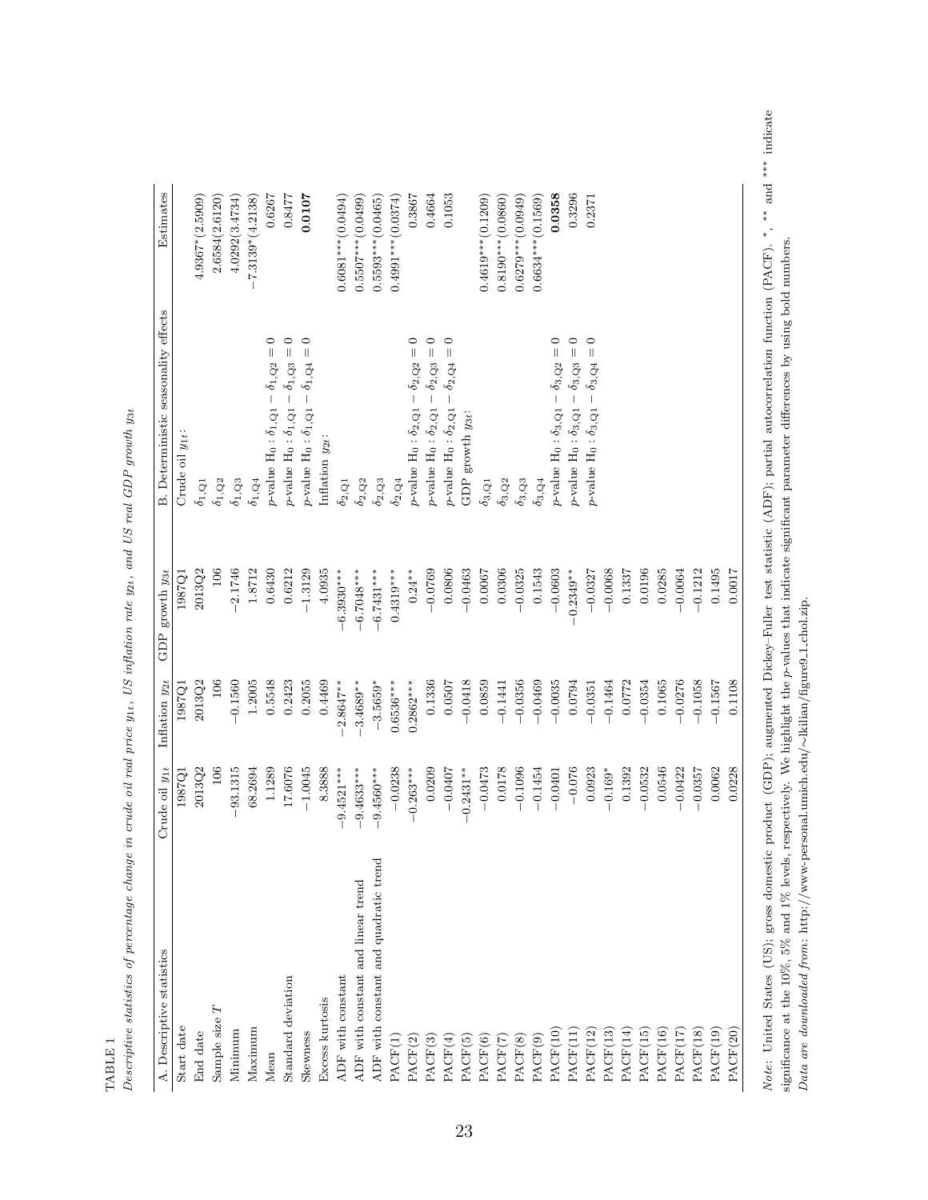TABLE 1

*Descriptive statistics of percentage change in crude oil real price $y_{1t}$, US inflation rate $y_{2t}$, and US real GDP growth $y_{3t}$*

| A. Descriptive statistics | Crude oil $y_{1t}$ | Inflation $y_{2t}$ | GDP growth $y_{3t}$ | B. Deterministic seasonality effects | Estimates |
|---|---|---|---|---|---|
| Start date | 1987Q1 | 1987Q1 | 1987Q1 | Crude oil $y_{1t}$: | |
| End date | 2013Q2 | 2013Q2 | 2013Q2 | $\delta_{1,Q1}$ | 4.9367*(2.5909) |
| Sample size $T$ | 106 | 106 | 106 | $\delta_{1,Q2}$ | 2.6584(2.6120) |
| Minimum | −93.1315 | −0.1560 | −2.1746 | $\delta_{1,Q3}$ | 4.0292(3.4734) |
| Maximum | 68.2694 | 1.2005 | 1.8712 | $\delta_{1,Q4}$ | −7.3139*(4.2138) |
| Mean | 1.1289 | 0.5548 | 0.6430 | $p$-value $H_0: \delta_{1,Q1} - \delta_{1,Q2} = 0$ | 0.6267 |
| Standard deviation | 17.6076 | 0.2423 | 0.6212 | $p$-value $H_0: \delta_{1,Q1} - \delta_{1,Q3} = 0$ | 0.8477 |
| Skewness | −1.0045 | 0.2055 | −1.3129 | $p$-value $H_0: \delta_{1,Q1} - \delta_{1,Q4} = 0$ | **0.0107** |
| Excess kurtosis | 8.3888 | 0.4469 | 4.0935 | Inflation $y_{2t}$: | |
| ADF with constant | −9.4521*** | −2.8647** | −6.3930*** | $\delta_{2,Q1}$ | 0.6081***(0.0494) |
| ADF with constant and linear trend | −9.4633*** | −3.4689** | −6.7048*** | $\delta_{2,Q2}$ | 0.5507***(0.0499) |
| ADF with constant and quadratic trend | −9.4560*** | −3.5659* | −6.7431*** | $\delta_{2,Q3}$ | 0.5593***(0.0465) |
| PACF(1) | −0.0238 | 0.6536*** | 0.4319*** | $\delta_{2,Q4}$ | 0.4991***(0.0374) |
| PACF(2) | −0.263*** | 0.2862*** | 0.24** | $p$-value $H_0: \delta_{2,Q1} - \delta_{2,Q2} = 0$ | 0.3867 |
| PACF(3) | 0.0209 | 0.1336 | −0.0769 | $p$-value $H_0: \delta_{2,Q1} - \delta_{2,Q3} = 0$ | 0.4664 |
| PACF(4) | −0.0407 | 0.0507 | 0.0806 | $p$-value $H_0: \delta_{2,Q1} - \delta_{2,Q4} = 0$ | 0.1053 |
| PACF(5) | −0.2431** | −0.0418 | −0.0463 | GDP growth $y_{3t}$: | |
| PACF(6) | −0.0473 | 0.0859 | 0.0067 | $\delta_{3,Q1}$ | 0.4619***(0.1209) |
| PACF(7) | 0.0178 | −0.1441 | 0.0306 | $\delta_{3,Q2}$ | 0.8190***(0.0860) |
| PACF(8) | −0.1096 | −0.0356 | −0.0325 | $\delta_{3,Q3}$ | 0.6279***(0.0949) |
| PACF(9) | −0.1454 | −0.0469 | 0.1543 | $\delta_{3,Q4}$ | 0.6634***(0.1569) |
| PACF(10) | −0.0401 | −0.0035 | −0.0603 | $p$-value $H_0: \delta_{3,Q1} - \delta_{3,Q2} = 0$ | **0.0358** |
| PACF(11) | −0.076 | 0.0794 | −0.2349** | $p$-value $H_0: \delta_{3,Q1} - \delta_{3,Q3} = 0$ | 0.3296 |
| PACF(12) | 0.0923 | −0.0351 | −0.0327 | $p$-value $H_0: \delta_{3,Q1} - \delta_{3,Q4} = 0$ | 0.2371 |
| PACF(13) | −0.169* | −0.1464 | −0.0068 | | |
| PACF(14) | 0.1392 | 0.0772 | 0.1337 | | |
| PACF(15) | −0.0532 | −0.0354 | 0.0196 | | |
| PACF(16) | 0.0546 | 0.1065 | 0.0285 | | |
| PACF(17) | −0.0422 | −0.0276 | −0.0064 | | |
| PACF(18) | −0.0357 | −0.1058 | −0.1212 | | |
| PACF(19) | 0.0062 | −0.1567 | 0.1495 | | |
| PACF(20) | 0.0228 | 0.1108 | 0.0017 | | |

*Note*: United States (US); gross domestic product (GDP); augmented Dickey–Fuller test statistic (ADF); partial autocorrelation function (PACF). *, ** and *** indicate significance at the 10%, 5% and 1% levels, respectively. We highlight the $p$-values that indicate significant parameter differences by using bold numbers.

*Data are downloaded from*: http://www-personal.umich.edu/~lkilian/figure9_1_chol.zip.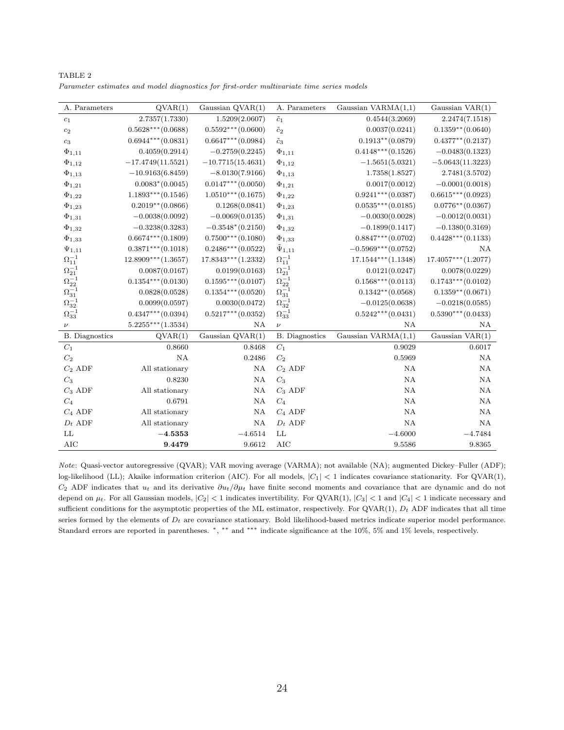TABLE 2

*Parameter estimates and model diagnostics for first-order multivariate time series models*

| A. Parameters | QVAR(1) | Gaussian QVAR(1) | A. Parameters | Gaussian VARMA(1,1) | Gaussian VAR(1) |
|---|---|---|---|---|---|
| $c_1$ | 2.7357(1.7330) | 1.5209(2.0607) | $\tilde{c}_1$ | 0.4544(3.2069) | 2.2474(7.1518) |
| $c_2$ | $0.5628^{***}(0.0688)$ | $0.5592^{***}(0.0600)$ | $\tilde{c}_2$ | 0.0037(0.0241) | $0.1359^{**}(0.0640)$ |
| $c_3$ | $0.6944^{***}(0.0831)$ | $0.6647^{***}(0.0984)$ | $\tilde{c}_3$ | $0.1913^{**}(0.0879)$ | $0.4377^{**}(0.2137)$ |
| $\Phi_{1,11}$ | 0.4059(0.2914) | $-0.2759(0.2245)$ | $\Phi_{1,11}$ | $0.4148^{***}(0.1526)$ | $-0.0483(0.1323)$ |
| $\Phi_{1,12}$ | $-17.4749(11.5521)$ | $-10.7715(15.4631)$ | $\Phi_{1,12}$ | $-1.5651(5.0321)$ | $-5.0643(11.3223)$ |
| $\Phi_{1,13}$ | $-10.9163(6.8459)$ | $-8.0130(7.9166)$ | $\Phi_{1,13}$ | 1.7358(1.8527) | 2.7481(3.5702) |
| $\Phi_{1,21}$ | $0.0083^{*}(0.0045)$ | $0.0147^{***}(0.0050)$ | $\Phi_{1,21}$ | 0.0017(0.0012) | $-0.0001(0.0018)$ |
| $\Phi_{1,22}$ | $1.1893^{***}(0.1546)$ | $1.0510^{***}(0.1675)$ | $\Phi_{1,22}$ | $0.9241^{***}(0.0387)$ | $0.6615^{***}(0.0923)$ |
| $\Phi_{1,23}$ | $0.2019^{**}(0.0866)$ | 0.1268(0.0841) | $\Phi_{1,23}$ | $0.0535^{***}(0.0185)$ | $0.0776^{**}(0.0367)$ |
| $\Phi_{1,31}$ | $-0.0038(0.0092)$ | $-0.0069(0.0135)$ | $\Phi_{1,31}$ | $-0.0030(0.0028)$ | $-0.0012(0.0031)$ |
| $\Phi_{1,32}$ | $-0.3238(0.3283)$ | $-0.3548^{*}(0.2150)$ | $\Phi_{1,32}$ | $-0.1899(0.1417)$ | $-0.1380(0.3169)$ |
| $\Phi_{1,33}$ | $0.6674^{***}(0.1809)$ | $0.7500^{***}(0.1080)$ | $\Phi_{1,33}$ | $0.8847^{***}(0.0702)$ | $0.4428^{***}(0.1133)$ |
| $\Psi_{1,11}$ | $0.3871^{***}(0.1018)$ | $0.2486^{***}(0.0522)$ | $\tilde{\Psi}_{1,11}$ | $-0.5969^{***}(0.0752)$ | NA |
| $\Omega^{-1}_{11}$ | $12.8909^{***}(1.3657)$ | $17.8343^{***}(1.2332)$ | $\Omega^{-1}_{11}$ | $17.1544^{***}(1.1348)$ | $17.4057^{***}(1.2077)$ |
| $\Omega^{-1}_{21}$ | 0.0087(0.0167) | 0.0199(0.0163) | $\Omega^{-1}_{21}$ | 0.0121(0.0247) | 0.0078(0.0229) |
| $\Omega^{-1}_{22}$ | $0.1354^{***}(0.0130)$ | $0.1595^{***}(0.0107)$ | $\Omega^{-1}_{22}$ | $0.1568^{***}(0.0113)$ | $0.1743^{***}(0.0102)$ |
| $\Omega^{-1}_{31}$ | 0.0828(0.0528) | $0.1354^{***}(0.0520)$ | $\Omega^{-1}_{31}$ | $0.1342^{**}(0.0568)$ | $0.1359^{**}(0.0671)$ |
| $\Omega^{-1}_{32}$ | 0.0099(0.0597) | 0.0030(0.0472) | $\Omega^{-1}_{32}$ | $-0.0125(0.0638)$ | $-0.0218(0.0585)$ |
| $\Omega^{-1}_{33}$ | $0.4347^{***}(0.0394)$ | $0.5217^{***}(0.0352)$ | $\Omega^{-1}_{33}$ | $0.5242^{***}(0.0431)$ | $0.5390^{***}(0.0433)$ |
| $\nu$ | $5.2255^{***}(1.3534)$ | NA | $\nu$ | NA | NA |
| **B. Diagnostics** | **QVAR(1)** | **Gaussian QVAR(1)** | **B. Diagnostics** | **Gaussian VARMA(1,1)** | **Gaussian VAR(1)** |
| $C_1$ | 0.8660 | 0.8468 | $C_1$ | 0.9029 | 0.6017 |
| $C_2$ | NA | 0.2486 | $C_2$ | 0.5969 | NA |
| $C_2$ ADF | All stationary | NA | $C_2$ ADF | NA | NA |
| $C_3$ | 0.8230 | NA | $C_3$ | NA | NA |
| $C_3$ ADF | All stationary | NA | $C_3$ ADF | NA | NA |
| $C_4$ | 0.6791 | NA | $C_4$ | NA | NA |
| $C_4$ ADF | All stationary | NA | $C_4$ ADF | NA | NA |
| $D_t$ ADF | All stationary | NA | $D_t$ ADF | NA | NA |
| LL | **−4.5353** | −4.6514 | LL | −4.6000 | −4.7484 |
| AIC | **9.4479** | 9.6612 | AIC | 9.5586 | 9.8365 |

*Note*: Quasi-vector autoregressive (QVAR); VAR moving average (VARMA); not available (NA); augmented Dickey–Fuller (ADF); log-likelihood (LL); Akaike information criterion (AIC). For all models, $|C_1| < 1$ indicates covariance stationarity. For QVAR(1), $C_2$ ADF indicates that $u_t$ and its derivative $\partial u_t/\partial \mu_t$ have finite second moments and covariance that are dynamic and do not depend on $\mu_t$. For all Gaussian models, $|C_2| < 1$ indicates invertibility. For QVAR(1), $|C_3| < 1$ and $|C_4| < 1$ indicate necessary and sufficient conditions for the asymptotic properties of the ML estimator, respectively. For QVAR(1), $D_t$ ADF indicates that all time series formed by the elements of $D_t$ are covariance stationary. Bold likelihood-based metrics indicate superior model performance. Standard errors are reported in parentheses. $^{*}$, $^{**}$ and $^{***}$ indicate significance at the 10%, 5% and 1% levels, respectively.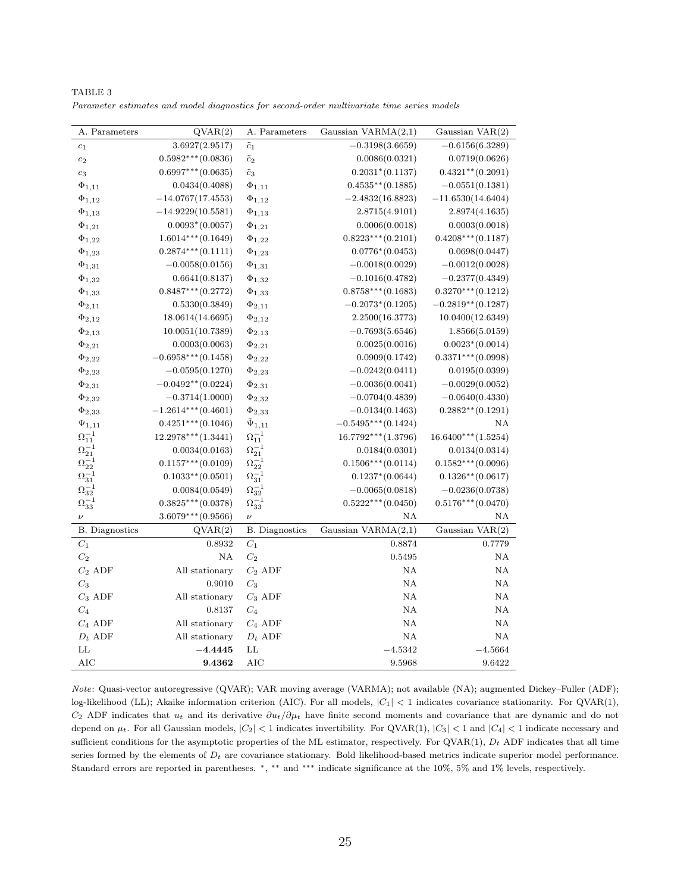TABLE 3

*Parameter estimates and model diagnostics for second-order multivariate time series models*

| A. Parameters | QVAR(2) | A. Parameters | Gaussian VARMA(2,1) | Gaussian VAR(2) |
|---|---|---|---|---|
| $c_1$ | $3.6927(2.9517)$ | $\tilde{c}_1$ | $-0.3198(3.6659)$ | $-0.6156(6.3289)$ |
| $c_2$ | $0.5982^{***}(0.0836)$ | $\tilde{c}_2$ | $0.0086(0.0321)$ | $0.0719(0.0626)$ |
| $c_3$ | $0.6997^{***}(0.0635)$ | $\tilde{c}_3$ | $0.2031^{*}(0.1137)$ | $0.4321^{**}(0.2091)$ |
| $\Phi_{1,11}$ | $0.0434(0.4088)$ | $\Phi_{1,11}$ | $0.4535^{**}(0.1885)$ | $-0.0551(0.1381)$ |
| $\Phi_{1,12}$ | $-14.0767(17.4553)$ | $\Phi_{1,12}$ | $-2.4832(16.8823)$ | $-11.6530(14.6404)$ |
| $\Phi_{1,13}$ | $-14.9229(10.5581)$ | $\Phi_{1,13}$ | $2.8715(4.9101)$ | $2.8974(4.1635)$ |
| $\Phi_{1,21}$ | $0.0093^{*}(0.0057)$ | $\Phi_{1,21}$ | $0.0006(0.0018)$ | $0.0003(0.0018)$ |
| $\Phi_{1,22}$ | $1.6014^{***}(0.1649)$ | $\Phi_{1,22}$ | $0.8223^{***}(0.2101)$ | $0.4208^{***}(0.1187)$ |
| $\Phi_{1,23}$ | $0.2874^{***}(0.1111)$ | $\Phi_{1,23}$ | $0.0776^{*}(0.0453)$ | $0.0698(0.0447)$ |
| $\Phi_{1,31}$ | $-0.0058(0.0156)$ | $\Phi_{1,31}$ | $-0.0018(0.0029)$ | $-0.0012(0.0028)$ |
| $\Phi_{1,32}$ | $0.6641(0.8137)$ | $\Phi_{1,32}$ | $-0.1016(0.4782)$ | $-0.2377(0.4349)$ |
| $\Phi_{1,33}$ | $0.8487^{***}(0.2772)$ | $\Phi_{1,33}$ | $0.8758^{***}(0.1683)$ | $0.3270^{***}(0.1212)$ |
| $\Phi_{2,11}$ | $0.5330(0.3849)$ | $\Phi_{2,11}$ | $-0.2073^{*}(0.1205)$ | $-0.2819^{**}(0.1287)$ |
| $\Phi_{2,12}$ | $18.0614(14.6695)$ | $\Phi_{2,12}$ | $2.2500(16.3773)$ | $10.0400(12.6349)$ |
| $\Phi_{2,13}$ | $10.0051(10.7389)$ | $\Phi_{2,13}$ | $-0.7693(5.6546)$ | $1.8566(5.0159)$ |
| $\Phi_{2,21}$ | $0.0003(0.0063)$ | $\Phi_{2,21}$ | $0.0025(0.0016)$ | $0.0023^{*}(0.0014)$ |
| $\Phi_{2,22}$ | $-0.6958^{***}(0.1458)$ | $\Phi_{2,22}$ | $0.0909(0.1742)$ | $0.3371^{***}(0.0998)$ |
| $\Phi_{2,23}$ | $-0.0595(0.1270)$ | $\Phi_{2,23}$ | $-0.0242(0.0411)$ | $0.0195(0.0399)$ |
| $\Phi_{2,31}$ | $-0.0492^{**}(0.0224)$ | $\Phi_{2,31}$ | $-0.0036(0.0041)$ | $-0.0029(0.0052)$ |
| $\Phi_{2,32}$ | $-0.3714(1.0000)$ | $\Phi_{2,32}$ | $-0.0704(0.4839)$ | $-0.0640(0.4330)$ |
| $\Phi_{2,33}$ | $-1.2614^{***}(0.4601)$ | $\Phi_{2,33}$ | $-0.0134(0.1463)$ | $0.2882^{**}(0.1291)$ |
| $\Psi_{1,11}$ | $0.4251^{***}(0.1046)$ | $\tilde{\Psi}_{1,11}$ | $-0.5495^{***}(0.1424)$ | NA |
| $\Omega_{11}^{-1}$ | $12.2978^{***}(1.3441)$ | $\Omega_{11}^{-1}$ | $16.7792^{***}(1.3796)$ | $16.6400^{***}(1.5254)$ |
| $\Omega_{21}^{-1}$ | $0.0034(0.0163)$ | $\Omega_{21}^{-1}$ | $0.0184(0.0301)$ | $0.0134(0.0314)$ |
| $\Omega_{22}^{-1}$ | $0.1157^{***}(0.0109)$ | $\Omega_{22}^{-1}$ | $0.1506^{***}(0.0114)$ | $0.1582^{***}(0.0096)$ |
| $\Omega_{31}^{-1}$ | $0.1033^{**}(0.0501)$ | $\Omega_{31}^{-1}$ | $0.1237^{*}(0.0644)$ | $0.1326^{**}(0.0617)$ |
| $\Omega_{32}^{-1}$ | $0.0084(0.0549)$ | $\Omega_{32}^{-1}$ | $-0.0065(0.0818)$ | $-0.0236(0.0738)$ |
| $\Omega_{33}^{-1}$ | $0.3825^{***}(0.0378)$ | $\Omega_{33}^{-1}$ | $0.5222^{***}(0.0450)$ | $0.5176^{***}(0.0470)$ |
| $\nu$ | $3.6079^{***}(0.9566)$ | $\nu$ | NA | NA |
| **B. Diagnostics** | **QVAR(2)** | **B. Diagnostics** | **Gaussian VARMA(2,1)** | **Gaussian VAR(2)** |
| $C_1$ | 0.8932 | $C_1$ | 0.8874 | 0.7779 |
| $C_2$ | NA | $C_2$ | 0.5495 | NA |
| $C_2$ ADF | All stationary | $C_2$ ADF | NA | NA |
| $C_3$ | 0.9010 | $C_3$ | NA | NA |
| $C_3$ ADF | All stationary | $C_3$ ADF | NA | NA |
| $C_4$ | 0.8137 | $C_4$ | NA | NA |
| $C_4$ ADF | All stationary | $C_4$ ADF | NA | NA |
| $D_t$ ADF | All stationary | $D_t$ ADF | NA | NA |
| LL | **−4.4445** | LL | −4.5342 | −4.5664 |
| AIC | **9.4362** | AIC | 9.5968 | 9.6422 |

*Note*: Quasi-vector autoregressive (QVAR); VAR moving average (VARMA); not available (NA); augmented Dickey–Fuller (ADF); log-likelihood (LL); Akaike information criterion (AIC). For all models, $|C_1| < 1$ indicates covariance stationarity. For QVAR(1), $C_2$ ADF indicates that $u_t$ and its derivative $\partial u_t/\partial \mu_t$ have finite second moments and covariance that are dynamic and do not depend on $\mu_t$. For all Gaussian models, $|C_2| < 1$ indicates invertibility. For QVAR(1), $|C_3| < 1$ and $|C_4| < 1$ indicate necessary and sufficient conditions for the asymptotic properties of the ML estimator, respectively. For QVAR(1), $D_t$ ADF indicates that all time series formed by the elements of $D_t$ are covariance stationary. Bold likelihood-based metrics indicate superior model performance. Standard errors are reported in parentheses. $^{*}$, $^{**}$ and $^{***}$ indicate significance at the 10%, 5% and 1% levels, respectively.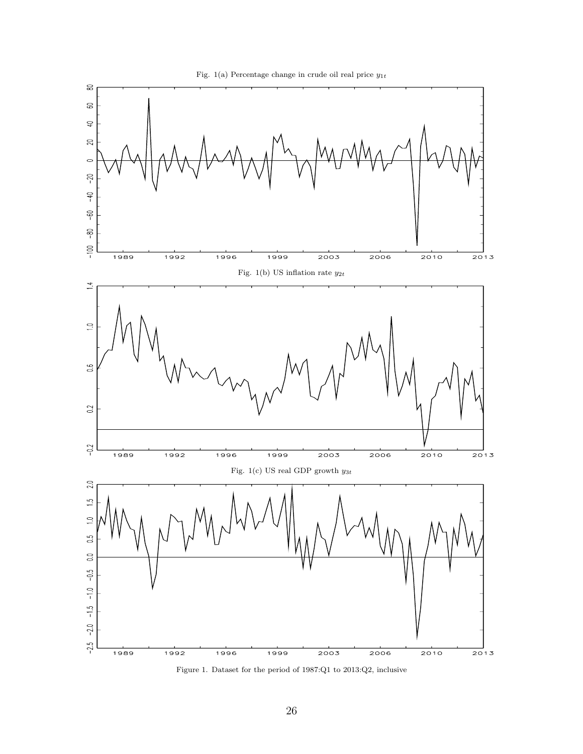Fig. 1(a) Percentage change in crude oil real price $y_{1t}$

Fig. 1(b) US inflation rate $y_{2t}$

Fig. 1(c) US real GDP growth $y_{3t}$

Figure 1. Dataset for the period of 1987:Q1 to 2013:Q2, inclusive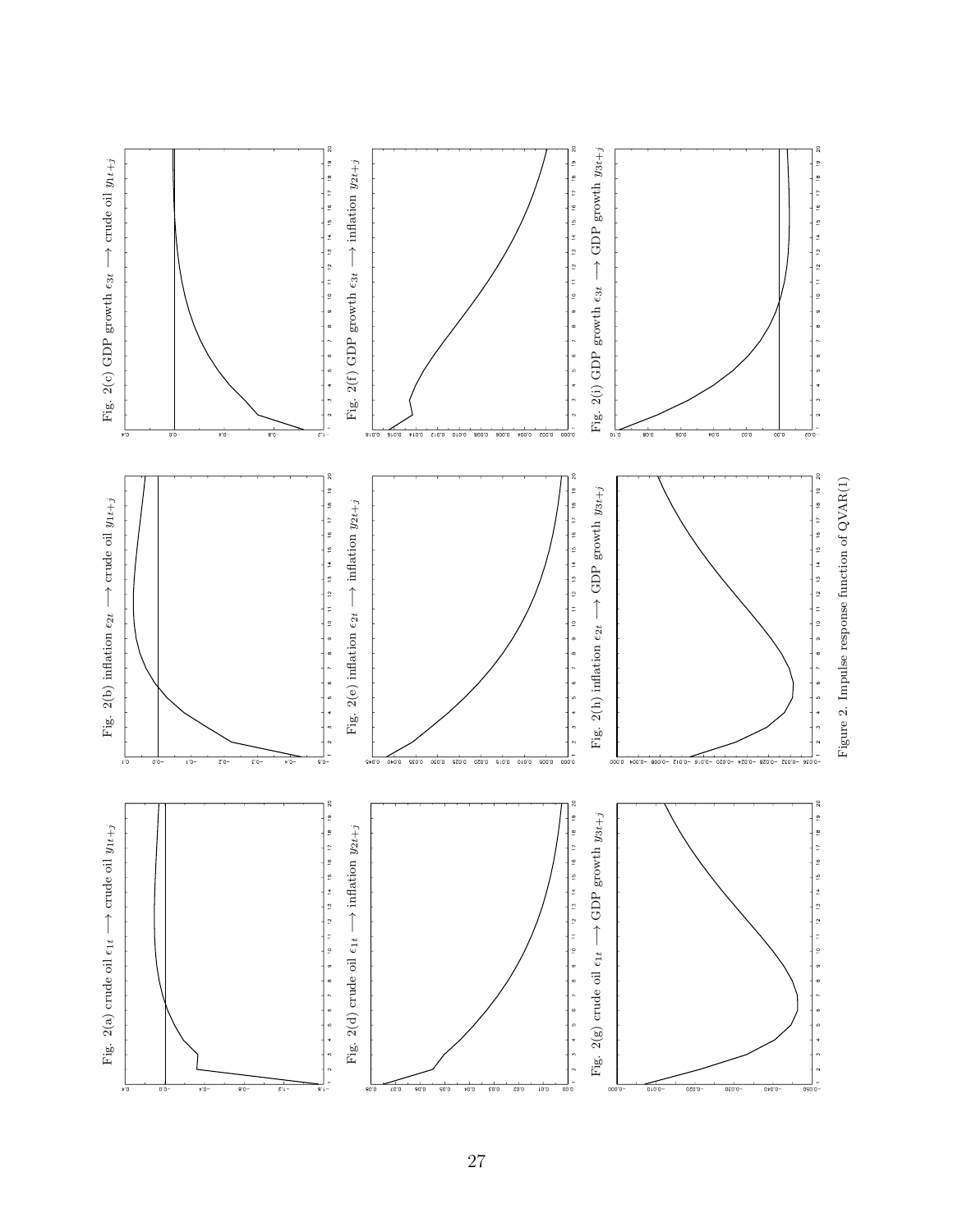Fig. 2(a) crude oil $\epsilon_{1t} \longrightarrow$ crude oil $y_{1t+j}$

Fig. 2(b) inflation $\epsilon_{2t} \longrightarrow$ crude oil $y_{1t+j}$

Fig. 2(c) GDP growth $\epsilon_{3t} \longrightarrow$ crude oil $y_{1t+j}$

Fig. 2(d) crude oil $\epsilon_{1t} \longrightarrow$ inflation $y_{2t+j}$

Fig. 2(e) inflation $\epsilon_{2t} \longrightarrow$ inflation $y_{2t+j}$

Fig. 2(f) GDP growth $\epsilon_{3t} \longrightarrow$ inflation $y_{2t+j}$

Fig. 2(g) crude oil $\epsilon_{1t} \longrightarrow$ GDP growth $y_{3t+j}$

Fig. 2(h) inflation $\epsilon_{2t} \longrightarrow$ GDP growth $y_{3t+j}$

Fig. 2(i) GDP growth $\epsilon_{3t} \longrightarrow$ GDP growth $y_{3t+j}$

Figure 2. Impulse response function of QVAR(1)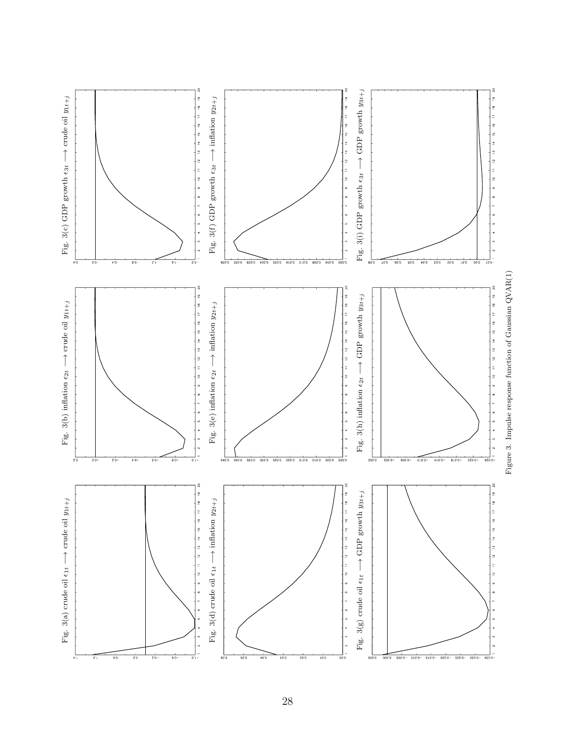Fig. 3(a) crude oil $\epsilon_{1t} \longrightarrow$ crude oil $y_{1t+j}$

Fig. 3(b) inflation $\epsilon_{2t} \longrightarrow$ crude oil $y_{1t+j}$

Fig. 3(c) GDP growth $\epsilon_{3t} \longrightarrow$ crude oil $y_{1t+j}$

Fig. 3(d) crude oil $\epsilon_{1t} \longrightarrow$ inflation $y_{2t+j}$

Fig. 3(e) inflation $\epsilon_{2t} \longrightarrow$ inflation $y_{2t+j}$

Fig. 3(f) GDP growth $\epsilon_{3t} \longrightarrow$ inflation $y_{2t+j}$

Fig. 3(g) crude oil $\epsilon_{1t} \longrightarrow$ GDP growth $y_{3t+j}$

Fig. 3(h) inflation $\epsilon_{2t} \longrightarrow$ GDP growth $y_{3t+j}$

Fig. 3(i) GDP growth $\epsilon_{3t} \longrightarrow$ GDP growth $y_{3t+j}$

Figure 3. Impulse response function of Gaussian QVAR(1)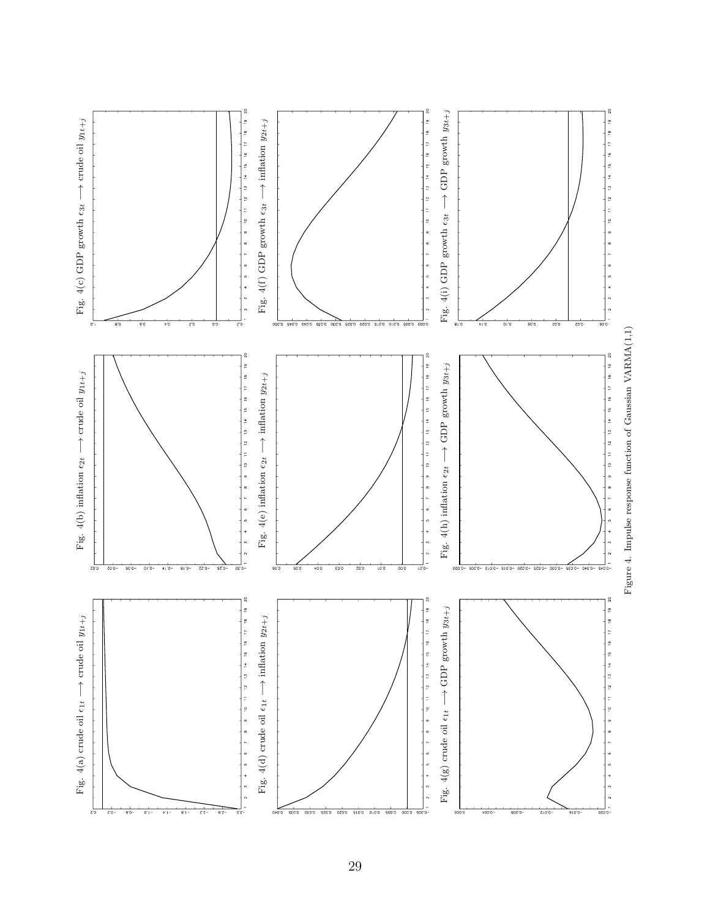Fig. 4(a) crude oil $\epsilon_{1t} \longrightarrow$ crude oil $y_{1t+j}$

Fig. 4(b) inflation $\epsilon_{2t} \longrightarrow$ crude oil $y_{1t+j}$

Fig. 4(c) GDP growth $\epsilon_{3t} \longrightarrow$ crude oil $y_{1t+j}$

Fig. 4(d) crude oil $\epsilon_{1t} \longrightarrow$ inflation $y_{2t+j}$

Fig. 4(e) inflation $\epsilon_{2t} \longrightarrow$ inflation $y_{2t+j}$

Fig. 4(f) GDP growth $\epsilon_{3t} \longrightarrow$ inflation $y_{2t+j}$

Fig. 4(g) crude oil $\epsilon_{1t} \longrightarrow$ GDP growth $y_{3t+j}$

Fig. 4(h) inflation $\epsilon_{2t} \longrightarrow$ GDP growth $y_{3t+j}$

Fig. 4(i) GDP growth $\epsilon_{3t} \longrightarrow$ GDP growth $y_{3t+j}$

Figure 4. Impulse response function of Gaussian VARMA(1,1)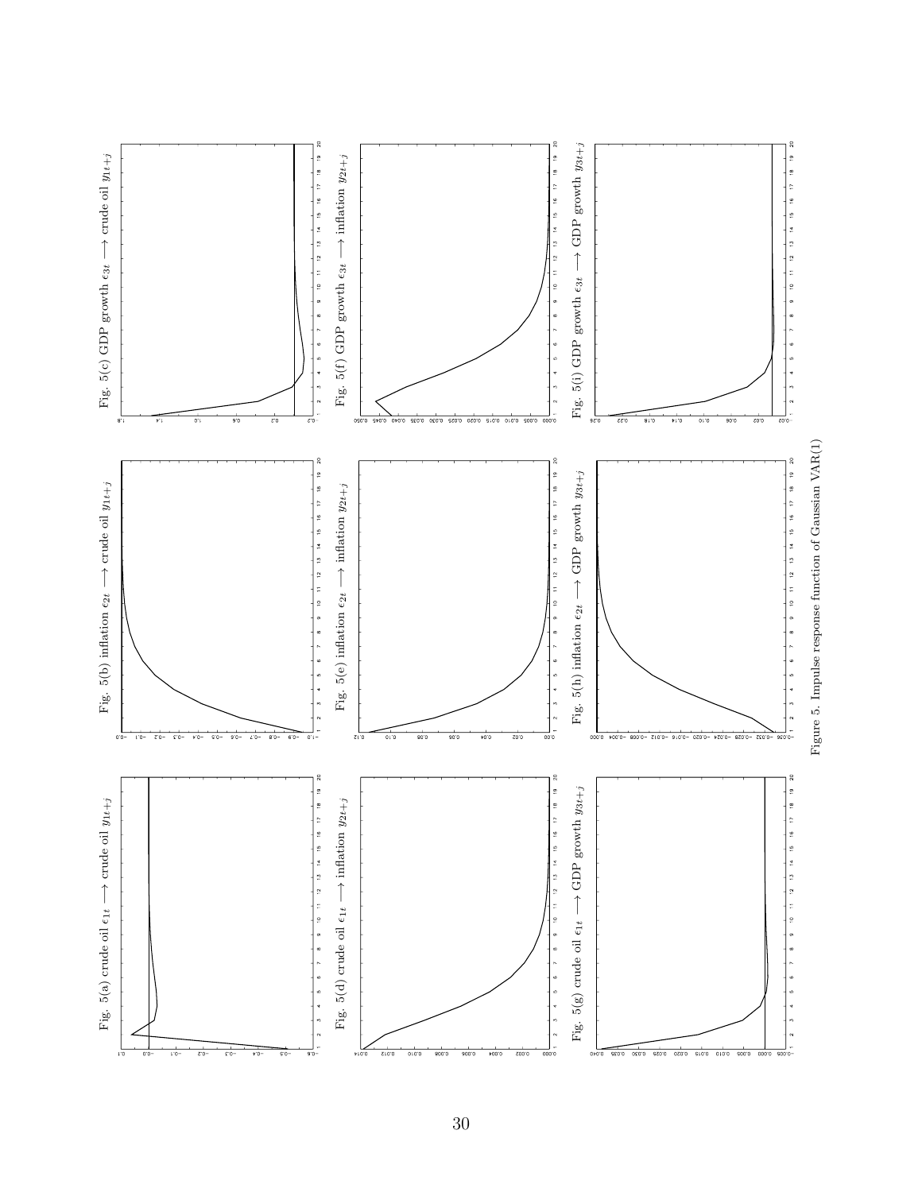Fig. 5(a) crude oil $\epsilon_{1t} \longrightarrow$ crude oil $y_{1t+j}$

Fig. 5(b) inflation $\epsilon_{2t} \longrightarrow$ crude oil $y_{1t+j}$

Fig. 5(c) GDP growth $\epsilon_{3t} \longrightarrow$ crude oil $y_{1t+j}$

Fig. 5(d) crude oil $\epsilon_{1t} \longrightarrow$ inflation $y_{2t+j}$

Fig. 5(e) inflation $\epsilon_{2t} \longrightarrow$ inflation $y_{2t+j}$

Fig. 5(f) GDP growth $\epsilon_{3t} \longrightarrow$ inflation $y_{2t+j}$

Fig. 5(g) crude oil $\epsilon_{1t} \longrightarrow$ GDP growth $y_{3t+j}$

Fig. 5(h) inflation $\epsilon_{2t} \longrightarrow$ GDP growth $y_{3t+j}$

Fig. 5(i) GDP growth $\epsilon_{3t} \longrightarrow$ GDP growth $y_{3t+j}$

Figure 5. Impulse response function of Gaussian VAR(1)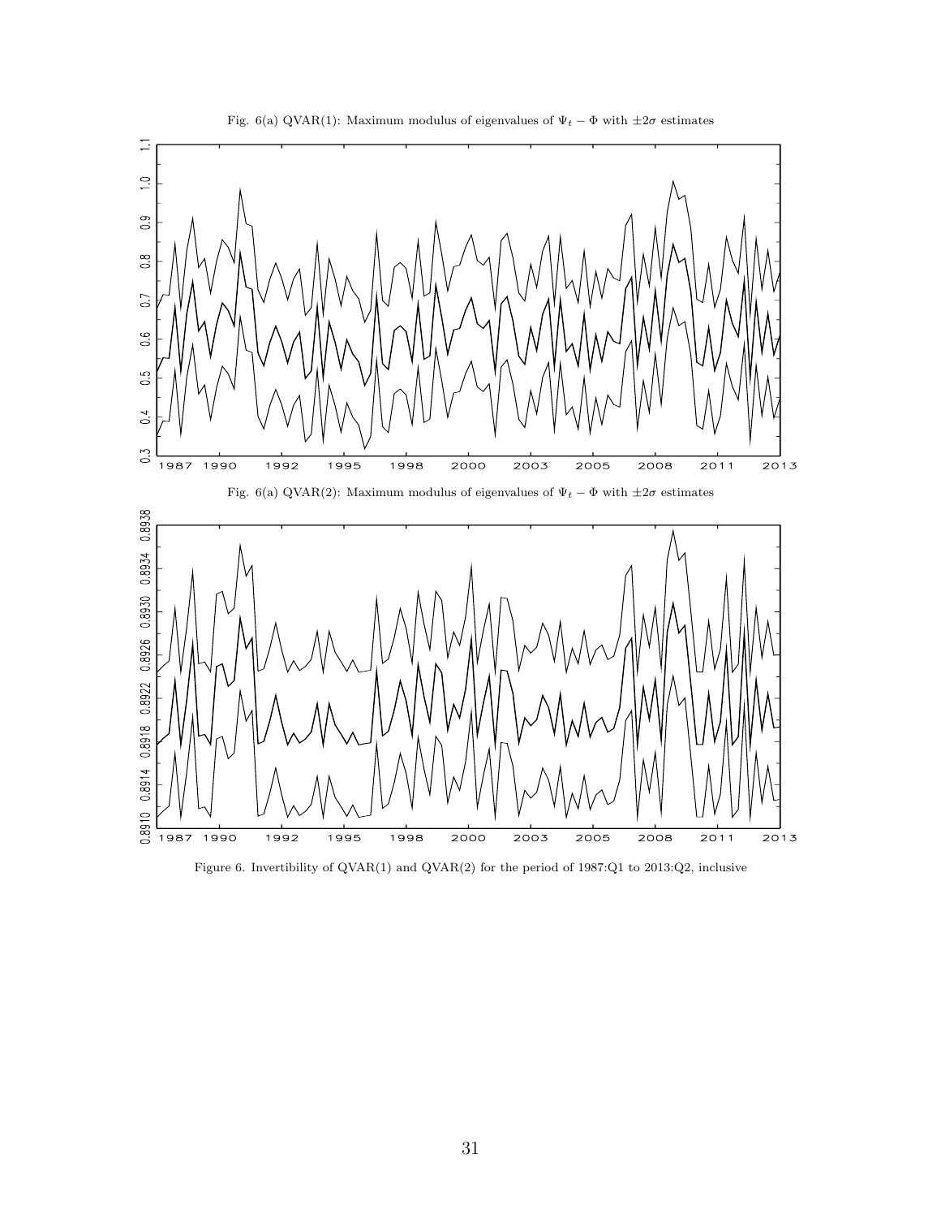Fig. 6(a) QVAR(1): Maximum modulus of eigenvalues of $\Psi_t - \Phi$ with $\pm 2\sigma$ estimates

Fig. 6(a) QVAR(2): Maximum modulus of eigenvalues of $\Psi_t - \Phi$ with $\pm 2\sigma$ estimates

Figure 6. Invertibility of QVAR(1) and QVAR(2) for the period of 1987:Q1 to 2013:Q2, inclusive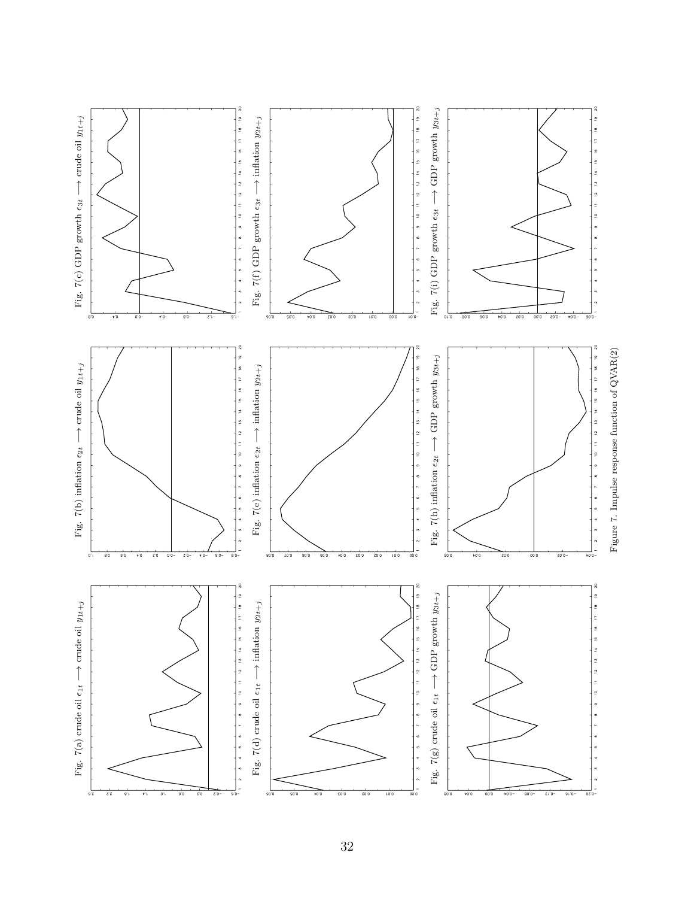Fig. 7(a) crude oil $\epsilon_{1t} \longrightarrow$ crude oil $y_{1t+j}$

Fig. 7(b) inflation $\epsilon_{2t} \longrightarrow$ crude oil $y_{1t+j}$

Fig. 7(c) GDP growth $\epsilon_{3t} \longrightarrow$ crude oil $y_{1t+j}$

Fig. 7(d) crude oil $\epsilon_{1t} \longrightarrow$ inflation $y_{2t+j}$

Fig. 7(e) inflation $\epsilon_{2t} \longrightarrow$ inflation $y_{2t+j}$

Fig. 7(f) GDP growth $\epsilon_{3t} \longrightarrow$ inflation $y_{2t+j}$

Fig. 7(g) crude oil $\epsilon_{1t} \longrightarrow$ GDP growth $y_{3t+j}$

Fig. 7(h) inflation $\epsilon_{2t} \longrightarrow$ GDP growth $y_{3t+j}$

Fig. 7(i) GDP growth $\epsilon_{3t} \longrightarrow$ GDP growth $y_{3t+j}$

Figure 7. Impulse response function of QVAR(2)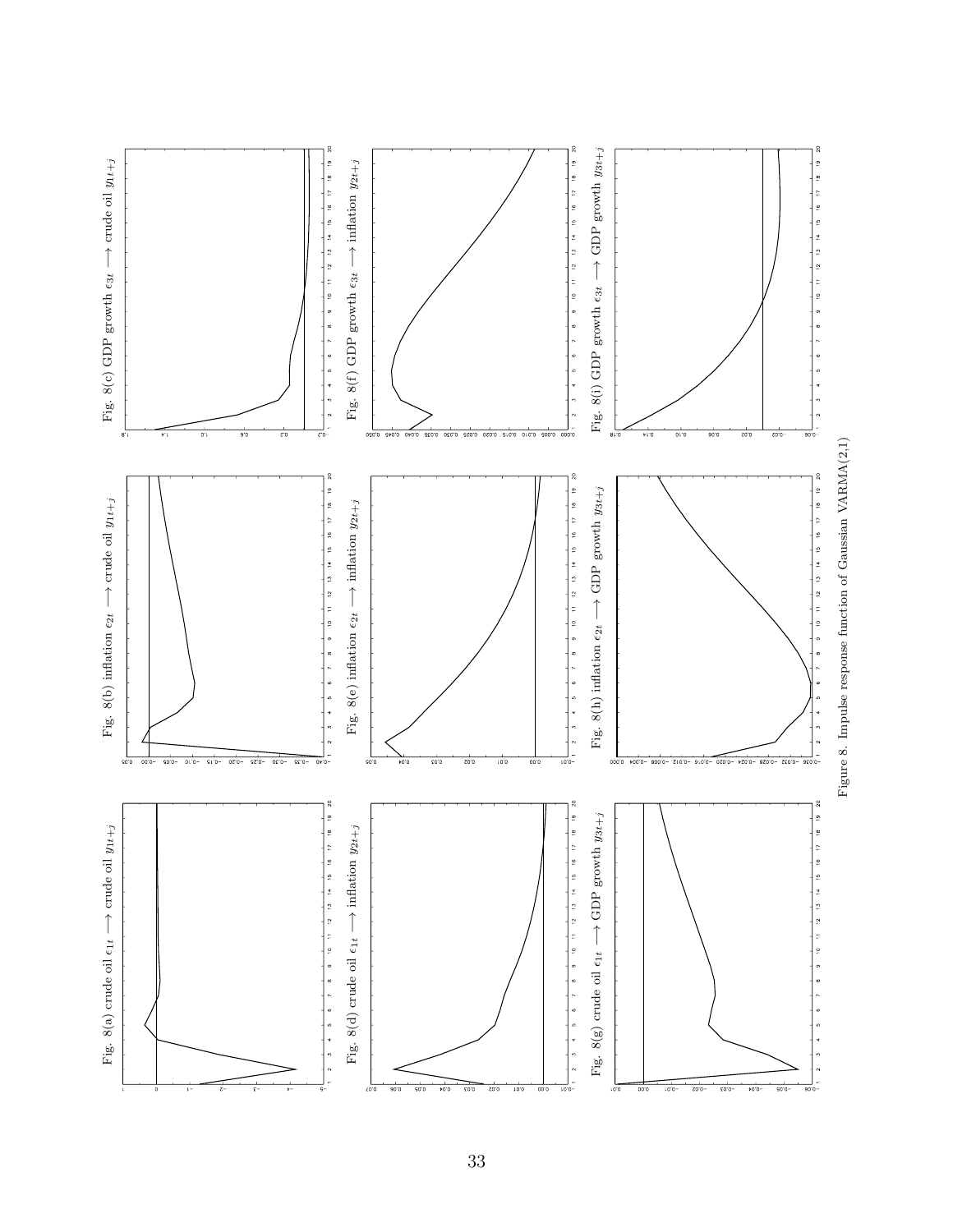Fig. 8(a) crude oil $\epsilon_{1t} \longrightarrow$ crude oil $y_{1t+j}$

Fig. 8(b) inflation $\epsilon_{2t} \longrightarrow$ crude oil $y_{1t+j}$

Fig. 8(c) GDP growth $\epsilon_{3t} \longrightarrow$ crude oil $y_{1t+j}$

Fig. 8(d) crude oil $\epsilon_{1t} \longrightarrow$ inflation $y_{2t+j}$

Fig. 8(e) inflation $\epsilon_{2t} \longrightarrow$ inflation $y_{2t+j}$

Fig. 8(f) GDP growth $\epsilon_{3t} \longrightarrow$ inflation $y_{2t+j}$

Fig. 8(g) crude oil $\epsilon_{1t} \longrightarrow$ GDP growth $y_{3t+j}$

Fig. 8(h) inflation $\epsilon_{2t} \longrightarrow$ GDP growth $y_{3t+j}$

Fig. 8(i) GDP growth $\epsilon_{3t} \longrightarrow$ GDP growth $y_{3t+j}$

Figure 8. Impulse response function of Gaussian VARMA(2,1)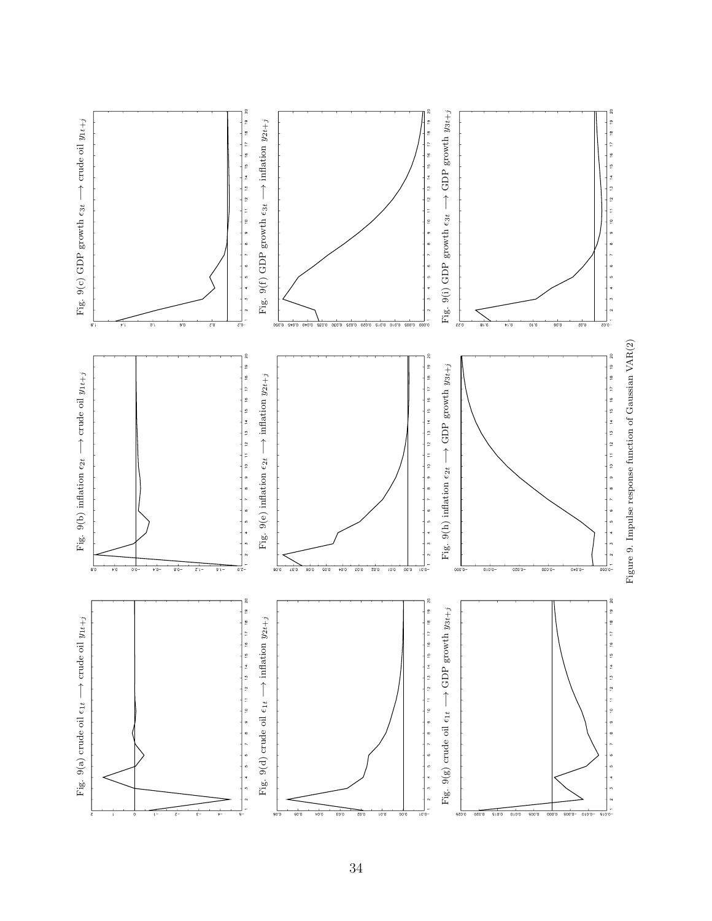Fig. 9(a) crude oil $\epsilon_{1t} \longrightarrow$ crude oil $y_{1t+j}$

Fig. 9(b) inflation $\epsilon_{2t} \longrightarrow$ crude oil $y_{1t+j}$

Fig. 9(c) GDP growth $\epsilon_{3t} \longrightarrow$ crude oil $y_{1t+j}$

Fig. 9(d) crude oil $\epsilon_{1t} \longrightarrow$ inflation $y_{2t+j}$

Fig. 9(e) inflation $\epsilon_{2t} \longrightarrow$ inflation $y_{2t+j}$

Fig. 9(f) GDP growth $\epsilon_{3t} \longrightarrow$ inflation $y_{2t+j}$

Fig. 9(g) crude oil $\epsilon_{1t} \longrightarrow$ GDP growth $y_{3t+j}$

Fig. 9(h) inflation $\epsilon_{2t} \longrightarrow$ GDP growth $y_{3t+j}$

Fig. 9(i) GDP growth $\epsilon_{3t} \longrightarrow$ GDP growth $y_{3t+j}$

Figure 9. Impulse response function of Gaussian VAR(2)